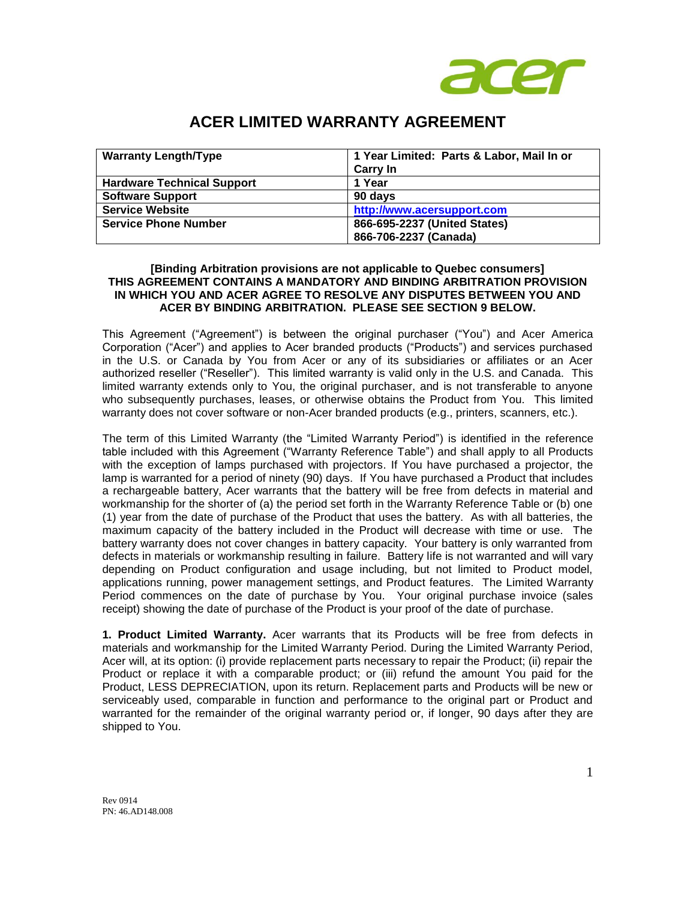# ACER LIMITED WARRANTY AGREEMENT

| | |
|---|---|
| **Warranty Length/Type** | **1 Year Limited: Parts & Labor, Mail In or Carry In** |
| **Hardware Technical Support** | **1 Year** |
| **Software Support** | **90 days** |
| **Service Website** | **http://www.acersupport.com** |
| **Service Phone Number** | **866-695-2237 (United States)<br>866-706-2237 (Canada)** |

**[Binding Arbitration provisions are not applicable to Quebec consumers]**
**THIS AGREEMENT CONTAINS A MANDATORY AND BINDING ARBITRATION PROVISION IN WHICH YOU AND ACER AGREE TO RESOLVE ANY DISPUTES BETWEEN YOU AND ACER BY BINDING ARBITRATION. PLEASE SEE SECTION 9 BELOW.**

This Agreement ("Agreement") is between the original purchaser ("You") and Acer America Corporation ("Acer") and applies to Acer branded products ("Products") and services purchased in the U.S. or Canada by You from Acer or any of its subsidiaries or affiliates or an Acer authorized reseller ("Reseller"). This limited warranty is valid only in the U.S. and Canada. This limited warranty extends only to You, the original purchaser, and is not transferable to anyone who subsequently purchases, leases, or otherwise obtains the Product from You. This limited warranty does not cover software or non-Acer branded products (e.g., printers, scanners, etc.).

The term of this Limited Warranty (the "Limited Warranty Period") is identified in the reference table included with this Agreement ("Warranty Reference Table") and shall apply to all Products with the exception of lamps purchased with projectors. If You have purchased a projector, the lamp is warranted for a period of ninety (90) days. If You have purchased a Product that includes a rechargeable battery, Acer warrants that the battery will be free from defects in material and workmanship for the shorter of (a) the period set forth in the Warranty Reference Table or (b) one (1) year from the date of purchase of the Product that uses the battery. As with all batteries, the maximum capacity of the battery included in the Product will decrease with time or use. The battery warranty does not cover changes in battery capacity. Your battery is only warranted from defects in materials or workmanship resulting in failure. Battery life is not warranted and will vary depending on Product configuration and usage including, but not limited to, Product model, applications running, power management settings, and Product features. The Limited Warranty Period commences on the date of purchase by You. Your original purchase invoice (sales receipt) showing the date of purchase of the Product is your proof of the date of purchase.

**1. Product Limited Warranty.** Acer warrants that its Products will be free from defects in materials and workmanship for the Limited Warranty Period. During the Limited Warranty Period, Acer will, at its option: (i) provide replacement parts necessary to repair the Product; (ii) repair the Product or replace it with a comparable product; or (iii) refund the amount You paid for the Product, LESS DEPRECIATION, upon its return. Replacement parts and Products will be new or serviceably used, comparable in function and performance to the original part or Product and warranted for the remainder of the original warranty period or, if longer, 90 days after they are shipped to You.

Rev 0914
PN: 46.AD148.008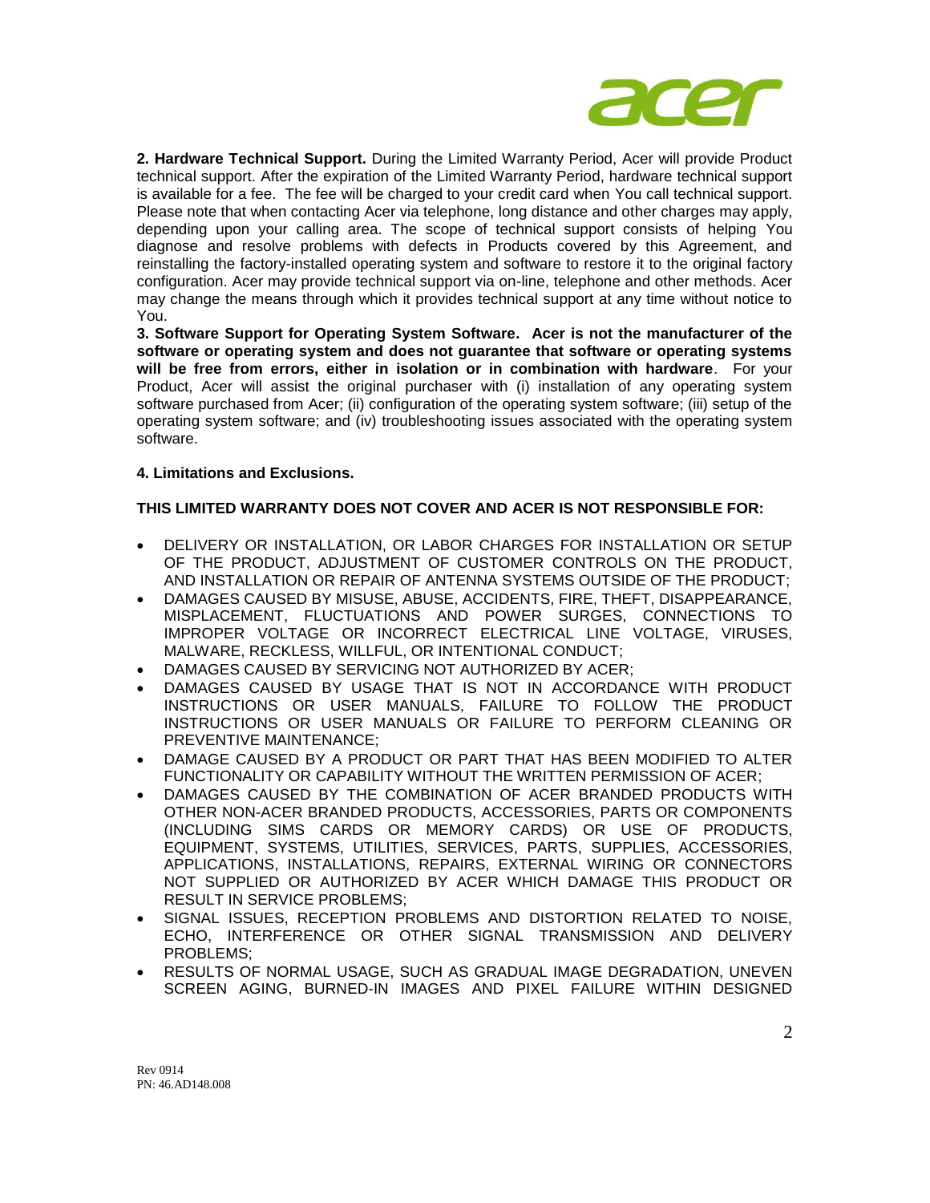**2. Hardware Technical Support.** During the Limited Warranty Period, Acer will provide Product technical support. After the expiration of the Limited Warranty Period, hardware technical support is available for a fee. The fee will be charged to your credit card when You call technical support. Please note that when contacting Acer via telephone, long distance and other charges may apply, depending upon your calling area. The scope of technical support consists of helping You diagnose and resolve problems with defects in Products covered by this Agreement, and reinstalling the factory-installed operating system and software to restore it to the original factory configuration. Acer may provide technical support via on-line, telephone and other methods. Acer may change the means through which it provides technical support at any time without notice to You.

**3. Software Support for Operating System Software. Acer is not the manufacturer of the software or operating system and does not guarantee that software or operating systems will be free from errors, either in isolation or in combination with hardware**. For your Product, Acer will assist the original purchaser with (i) installation of any operating system software purchased from Acer; (ii) configuration of the operating system software; (iii) setup of the operating system software; and (iv) troubleshooting issues associated with the operating system software.

**4. Limitations and Exclusions.**

**THIS LIMITED WARRANTY DOES NOT COVER AND ACER IS NOT RESPONSIBLE FOR:**

- DELIVERY OR INSTALLATION, OR LABOR CHARGES FOR INSTALLATION OR SETUP OF THE PRODUCT, ADJUSTMENT OF CUSTOMER CONTROLS ON THE PRODUCT, AND INSTALLATION OR REPAIR OF ANTENNA SYSTEMS OUTSIDE OF THE PRODUCT;
- DAMAGES CAUSED BY MISUSE, ABUSE, ACCIDENTS, FIRE, THEFT, DISAPPEARANCE, MISPLACEMENT, FLUCTUATIONS AND POWER SURGES, CONNECTIONS TO IMPROPER VOLTAGE OR INCORRECT ELECTRICAL LINE VOLTAGE, VIRUSES, MALWARE, RECKLESS, WILLFUL, OR INTENTIONAL CONDUCT;
- DAMAGES CAUSED BY SERVICING NOT AUTHORIZED BY ACER;
- DAMAGES CAUSED BY USAGE THAT IS NOT IN ACCORDANCE WITH PRODUCT INSTRUCTIONS OR USER MANUALS, FAILURE TO FOLLOW THE PRODUCT INSTRUCTIONS OR USER MANUALS OR FAILURE TO PERFORM CLEANING OR PREVENTIVE MAINTENANCE;
- DAMAGE CAUSED BY A PRODUCT OR PART THAT HAS BEEN MODIFIED TO ALTER FUNCTIONALITY OR CAPABILITY WITHOUT THE WRITTEN PERMISSION OF ACER;
- DAMAGES CAUSED BY THE COMBINATION OF ACER BRANDED PRODUCTS WITH OTHER NON-ACER BRANDED PRODUCTS, ACCESSORIES, PARTS OR COMPONENTS (INCLUDING SIMS CARDS OR MEMORY CARDS) OR USE OF PRODUCTS, EQUIPMENT, SYSTEMS, UTILITIES, SERVICES, PARTS, SUPPLIES, ACCESSORIES, APPLICATIONS, INSTALLATIONS, REPAIRS, EXTERNAL WIRING OR CONNECTORS NOT SUPPLIED OR AUTHORIZED BY ACER WHICH DAMAGE THIS PRODUCT OR RESULT IN SERVICE PROBLEMS;
- SIGNAL ISSUES, RECEPTION PROBLEMS AND DISTORTION RELATED TO NOISE, ECHO, INTERFERENCE OR OTHER SIGNAL TRANSMISSION AND DELIVERY PROBLEMS;
- RESULTS OF NORMAL USAGE, SUCH AS GRADUAL IMAGE DEGRADATION, UNEVEN SCREEN AGING, BURNED-IN IMAGES AND PIXEL FAILURE WITHIN DESIGNED

Rev 0914
PN: 46.AD148.008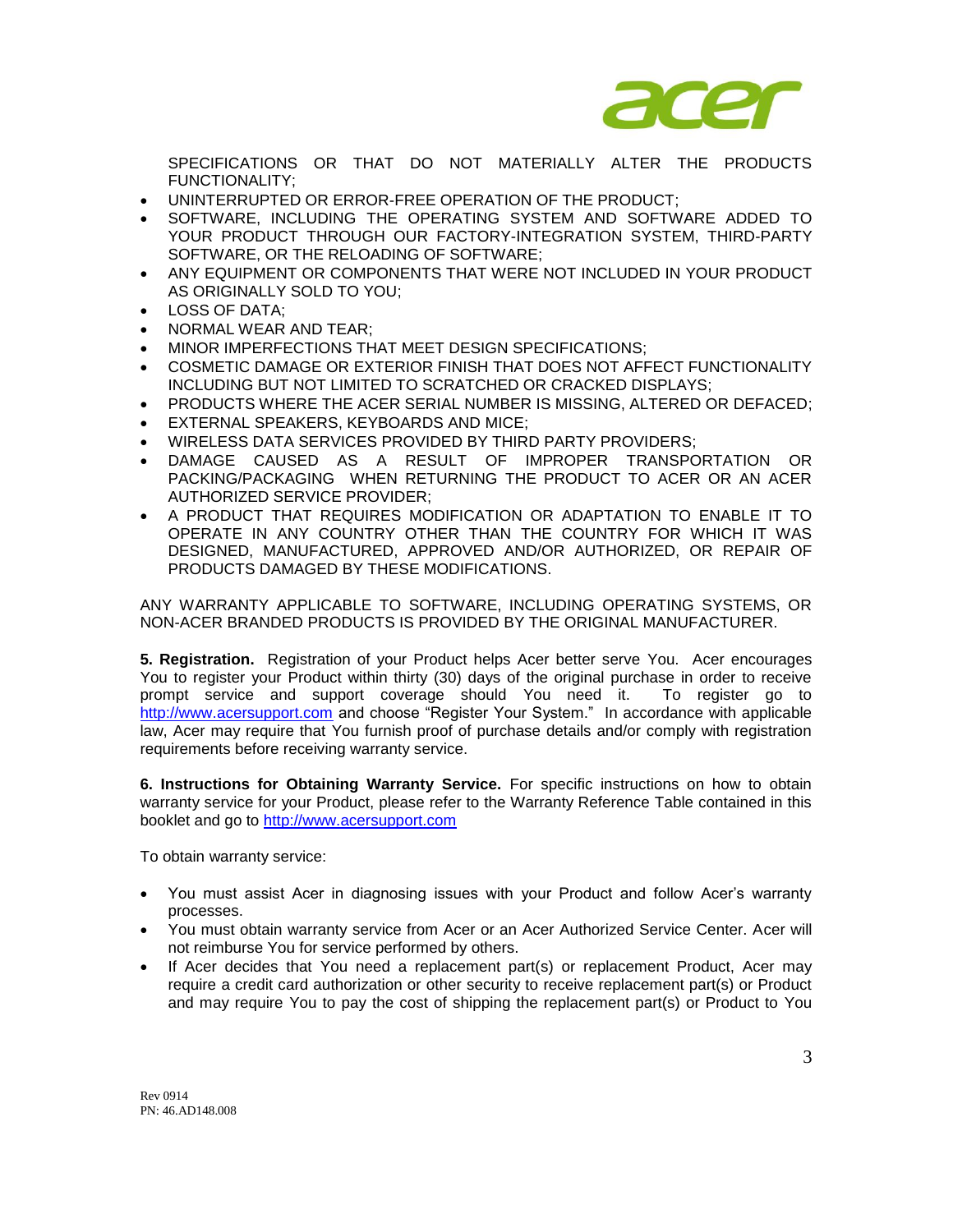SPECIFICATIONS OR THAT DO NOT MATERIALLY ALTER THE PRODUCTS FUNCTIONALITY;

- UNINTERRUPTED OR ERROR-FREE OPERATION OF THE PRODUCT;
- SOFTWARE, INCLUDING THE OPERATING SYSTEM AND SOFTWARE ADDED TO YOUR PRODUCT THROUGH OUR FACTORY-INTEGRATION SYSTEM, THIRD-PARTY SOFTWARE, OR THE RELOADING OF SOFTWARE;
- ANY EQUIPMENT OR COMPONENTS THAT WERE NOT INCLUDED IN YOUR PRODUCT AS ORIGINALLY SOLD TO YOU;
- LOSS OF DATA;
- NORMAL WEAR AND TEAR;
- MINOR IMPERFECTIONS THAT MEET DESIGN SPECIFICATIONS;
- COSMETIC DAMAGE OR EXTERIOR FINISH THAT DOES NOT AFFECT FUNCTIONALITY INCLUDING BUT NOT LIMITED TO SCRATCHED OR CRACKED DISPLAYS;
- PRODUCTS WHERE THE ACER SERIAL NUMBER IS MISSING, ALTERED OR DEFACED;
- EXTERNAL SPEAKERS, KEYBOARDS AND MICE;
- WIRELESS DATA SERVICES PROVIDED BY THIRD PARTY PROVIDERS;
- DAMAGE CAUSED AS A RESULT OF IMPROPER TRANSPORTATION OR PACKING/PACKAGING WHEN RETURNING THE PRODUCT TO ACER OR AN ACER AUTHORIZED SERVICE PROVIDER;
- A PRODUCT THAT REQUIRES MODIFICATION OR ADAPTATION TO ENABLE IT TO OPERATE IN ANY COUNTRY OTHER THAN THE COUNTRY FOR WHICH IT WAS DESIGNED, MANUFACTURED, APPROVED AND/OR AUTHORIZED, OR REPAIR OF PRODUCTS DAMAGED BY THESE MODIFICATIONS.

ANY WARRANTY APPLICABLE TO SOFTWARE, INCLUDING OPERATING SYSTEMS, OR NON-ACER BRANDED PRODUCTS IS PROVIDED BY THE ORIGINAL MANUFACTURER.

**5. Registration.** Registration of your Product helps Acer better serve You. Acer encourages You to register your Product within thirty (30) days of the original purchase in order to receive prompt service and support coverage should You need it. To register go to http://www.acersupport.com and choose "Register Your System." In accordance with applicable law, Acer may require that You furnish proof of purchase details and/or comply with registration requirements before receiving warranty service.

**6. Instructions for Obtaining Warranty Service.** For specific instructions on how to obtain warranty service for your Product, please refer to the Warranty Reference Table contained in this booklet and go to http://www.acersupport.com

To obtain warranty service:

- You must assist Acer in diagnosing issues with your Product and follow Acer's warranty processes.
- You must obtain warranty service from Acer or an Acer Authorized Service Center. Acer will not reimburse You for service performed by others.
- If Acer decides that You need a replacement part(s) or replacement Product, Acer may require a credit card authorization or other security to receive replacement part(s) or Product and may require You to pay the cost of shipping the replacement part(s) or Product to You

Rev 0914
PN: 46.AD148.008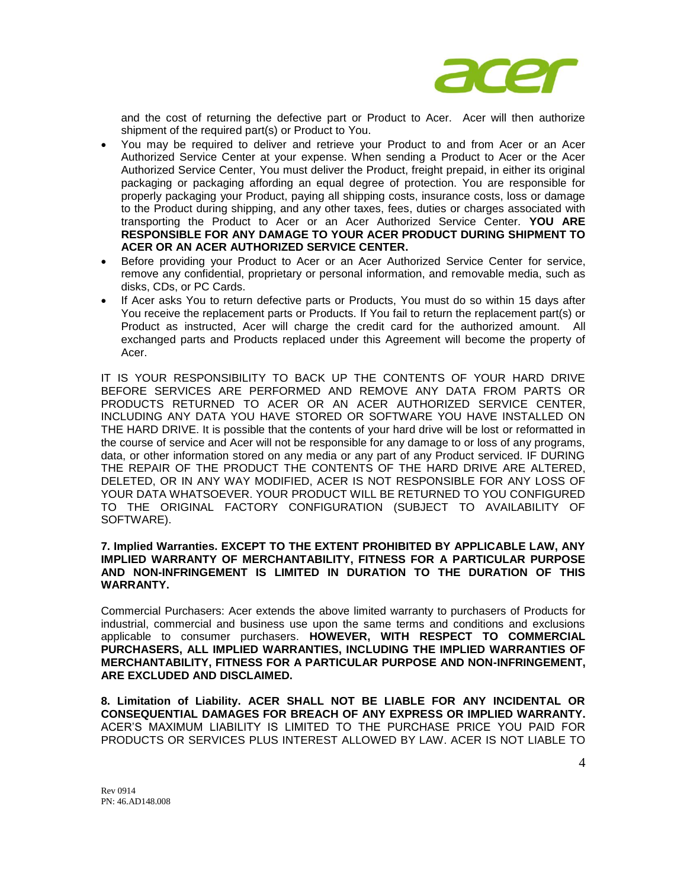and the cost of returning the defective part or Product to Acer. Acer will then authorize shipment of the required part(s) or Product to You.

- You may be required to deliver and retrieve your Product to and from Acer or an Acer Authorized Service Center at your expense. When sending a Product to Acer or the Acer Authorized Service Center, You must deliver the Product, freight prepaid, in either its original packaging or packaging affording an equal degree of protection. You are responsible for properly packaging your Product, paying all shipping costs, insurance costs, loss or damage to the Product during shipping, and any other taxes, fees, duties or charges associated with transporting the Product to Acer or an Acer Authorized Service Center. **YOU ARE RESPONSIBLE FOR ANY DAMAGE TO YOUR ACER PRODUCT DURING SHIPMENT TO ACER OR AN ACER AUTHORIZED SERVICE CENTER.**
- Before providing your Product to Acer or an Acer Authorized Service Center for service, remove any confidential, proprietary or personal information, and removable media, such as disks, CDs, or PC Cards.
- If Acer asks You to return defective parts or Products, You must do so within 15 days after You receive the replacement parts or Products. If You fail to return the replacement part(s) or Product as instructed, Acer will charge the credit card for the authorized amount. All exchanged parts and Products replaced under this Agreement will become the property of Acer.

IT IS YOUR RESPONSIBILITY TO BACK UP THE CONTENTS OF YOUR HARD DRIVE BEFORE SERVICES ARE PERFORMED AND REMOVE ANY DATA FROM PARTS OR PRODUCTS RETURNED TO ACER OR AN ACER AUTHORIZED SERVICE CENTER, INCLUDING ANY DATA YOU HAVE STORED OR SOFTWARE YOU HAVE INSTALLED ON THE HARD DRIVE. It is possible that the contents of your hard drive will be lost or reformatted in the course of service and Acer will not be responsible for any damage to or loss of any programs, data, or other information stored on any media or any part of any Product serviced. IF DURING THE REPAIR OF THE PRODUCT THE CONTENTS OF THE HARD DRIVE ARE ALTERED, DELETED, OR IN ANY WAY MODIFIED, ACER IS NOT RESPONSIBLE FOR ANY LOSS OF YOUR DATA WHATSOEVER. YOUR PRODUCT WILL BE RETURNED TO YOU CONFIGURED TO THE ORIGINAL FACTORY CONFIGURATION (SUBJECT TO AVAILABILITY OF SOFTWARE).

**7. Implied Warranties. EXCEPT TO THE EXTENT PROHIBITED BY APPLICABLE LAW, ANY IMPLIED WARRANTY OF MERCHANTABILITY, FITNESS FOR A PARTICULAR PURPOSE AND NON-INFRINGEMENT IS LIMITED IN DURATION TO THE DURATION OF THIS WARRANTY.**

Commercial Purchasers: Acer extends the above limited warranty to purchasers of Products for industrial, commercial and business use upon the same terms and conditions and exclusions applicable to consumer purchasers. **HOWEVER, WITH RESPECT TO COMMERCIAL PURCHASERS, ALL IMPLIED WARRANTIES, INCLUDING THE IMPLIED WARRANTIES OF MERCHANTABILITY, FITNESS FOR A PARTICULAR PURPOSE AND NON-INFRINGEMENT, ARE EXCLUDED AND DISCLAIMED.**

**8. Limitation of Liability. ACER SHALL NOT BE LIABLE FOR ANY INCIDENTAL OR CONSEQUENTIAL DAMAGES FOR BREACH OF ANY EXPRESS OR IMPLIED WARRANTY.** ACER'S MAXIMUM LIABILITY IS LIMITED TO THE PURCHASE PRICE YOU PAID FOR PRODUCTS OR SERVICES PLUS INTEREST ALLOWED BY LAW. ACER IS NOT LIABLE TO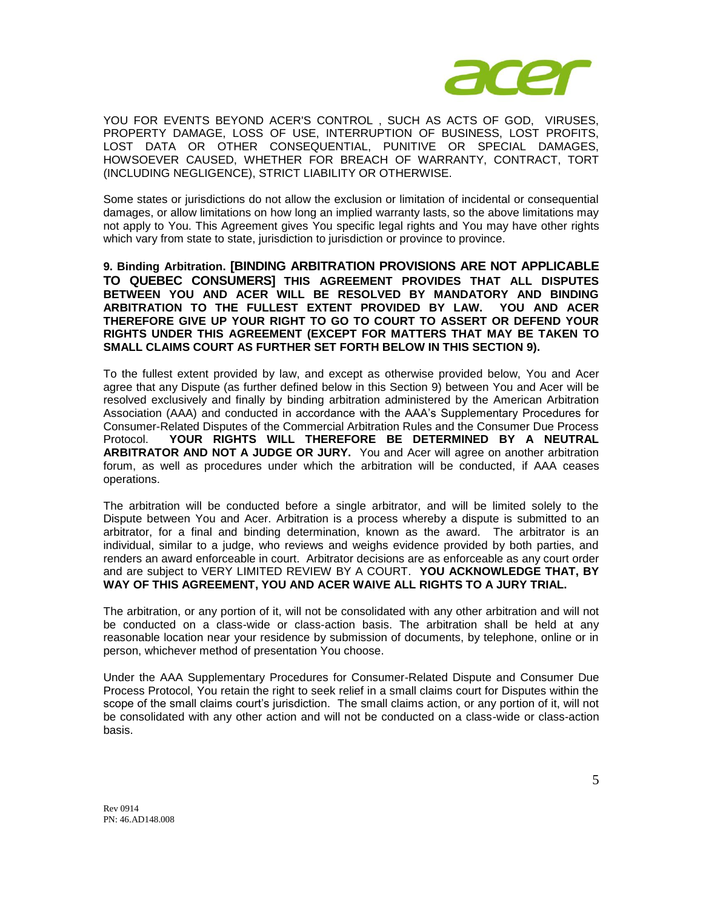YOU FOR EVENTS BEYOND ACER'S CONTROL , SUCH AS ACTS OF GOD, VIRUSES, PROPERTY DAMAGE, LOSS OF USE, INTERRUPTION OF BUSINESS, LOST PROFITS, LOST DATA OR OTHER CONSEQUENTIAL, PUNITIVE OR SPECIAL DAMAGES, HOWSOEVER CAUSED, WHETHER FOR BREACH OF WARRANTY, CONTRACT, TORT (INCLUDING NEGLIGENCE), STRICT LIABILITY OR OTHERWISE.

Some states or jurisdictions do not allow the exclusion or limitation of incidental or consequential damages, or allow limitations on how long an implied warranty lasts, so the above limitations may not apply to You. This Agreement gives You specific legal rights and You may have other rights which vary from state to state, jurisdiction to jurisdiction or province to province.

**9. Binding Arbitration. [BINDING ARBITRATION PROVISIONS ARE NOT APPLICABLE TO QUEBEC CONSUMERS] THIS AGREEMENT PROVIDES THAT ALL DISPUTES BETWEEN YOU AND ACER WILL BE RESOLVED BY MANDATORY AND BINDING ARBITRATION TO THE FULLEST EXTENT PROVIDED BY LAW. YOU AND ACER THEREFORE GIVE UP YOUR RIGHT TO GO TO COURT TO ASSERT OR DEFEND YOUR RIGHTS UNDER THIS AGREEMENT (EXCEPT FOR MATTERS THAT MAY BE TAKEN TO SMALL CLAIMS COURT AS FURTHER SET FORTH BELOW IN THIS SECTION 9).**

To the fullest extent provided by law, and except as otherwise provided below, You and Acer agree that any Dispute (as further defined below in this Section 9) between You and Acer will be resolved exclusively and finally by binding arbitration administered by the American Arbitration Association (AAA) and conducted in accordance with the AAA's Supplementary Procedures for Consumer-Related Disputes of the Commercial Arbitration Rules and the Consumer Due Process Protocol. **YOUR RIGHTS WILL THEREFORE BE DETERMINED BY A NEUTRAL ARBITRATOR AND NOT A JUDGE OR JURY.** You and Acer will agree on another arbitration forum, as well as procedures under which the arbitration will be conducted, if AAA ceases operations.

The arbitration will be conducted before a single arbitrator, and will be limited solely to the Dispute between You and Acer. Arbitration is a process whereby a dispute is submitted to an arbitrator, for a final and binding determination, known as the award. The arbitrator is an individual, similar to a judge, who reviews and weighs evidence provided by both parties, and renders an award enforceable in court. Arbitrator decisions are as enforceable as any court order and are subject to VERY LIMITED REVIEW BY A COURT. **YOU ACKNOWLEDGE THAT, BY WAY OF THIS AGREEMENT, YOU AND ACER WAIVE ALL RIGHTS TO A JURY TRIAL.**

The arbitration, or any portion of it, will not be consolidated with any other arbitration and will not be conducted on a class-wide or class-action basis. The arbitration shall be held at any reasonable location near your residence by submission of documents, by telephone, online or in person, whichever method of presentation You choose.

Under the AAA Supplementary Procedures for Consumer-Related Dispute and Consumer Due Process Protocol, You retain the right to seek relief in a small claims court for Disputes within the scope of the small claims court's jurisdiction. The small claims action, or any portion of it, will not be consolidated with any other action and will not be conducted on a class-wide or class-action basis.

Rev 0914
PN: 46.AD148.008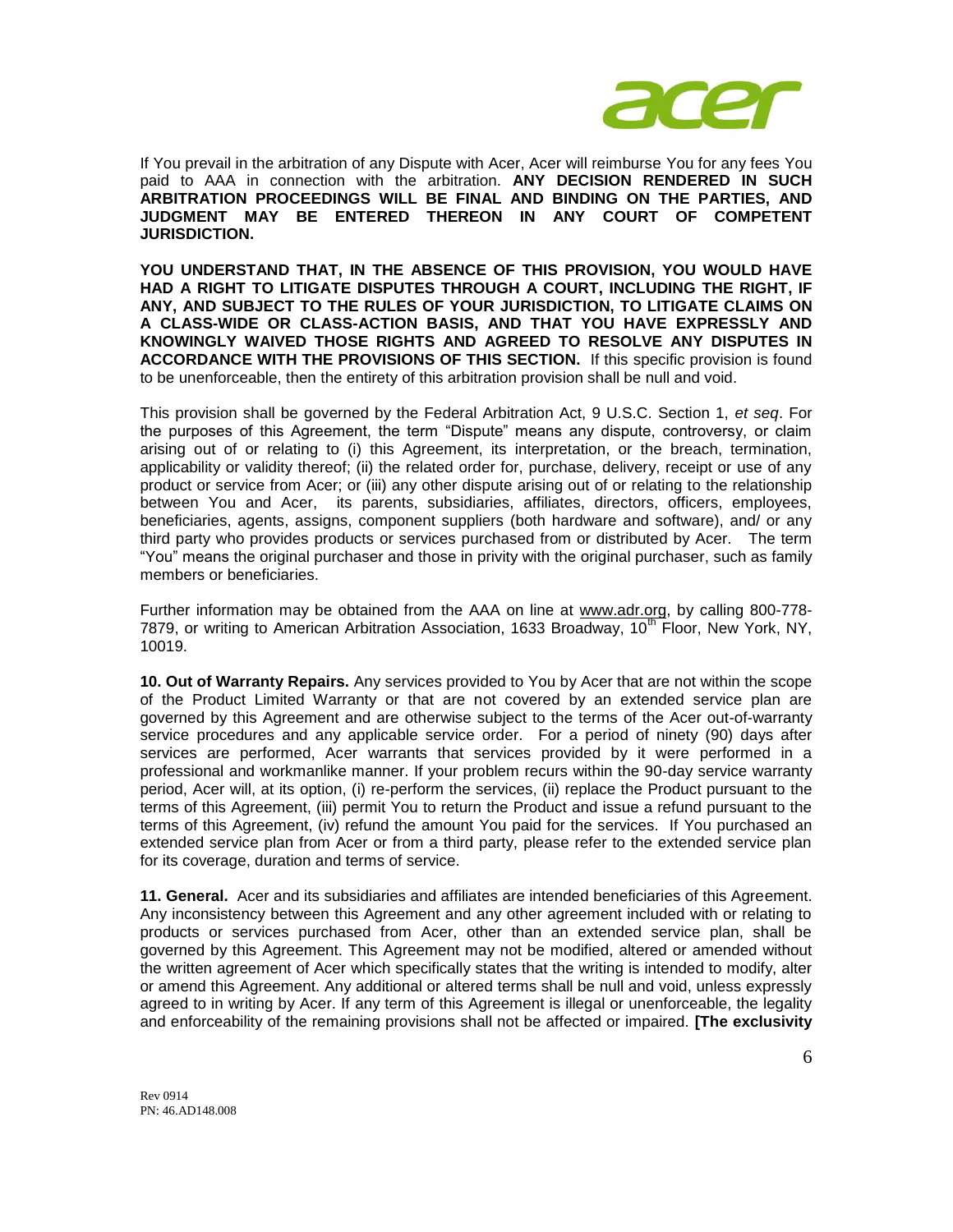If You prevail in the arbitration of any Dispute with Acer, Acer will reimburse You for any fees You paid to AAA in connection with the arbitration. **ANY DECISION RENDERED IN SUCH ARBITRATION PROCEEDINGS WILL BE FINAL AND BINDING ON THE PARTIES, AND JUDGMENT MAY BE ENTERED THEREON IN ANY COURT OF COMPETENT JURISDICTION.**

**YOU UNDERSTAND THAT, IN THE ABSENCE OF THIS PROVISION, YOU WOULD HAVE HAD A RIGHT TO LITIGATE DISPUTES THROUGH A COURT, INCLUDING THE RIGHT, IF ANY, AND SUBJECT TO THE RULES OF YOUR JURISDICTION, TO LITIGATE CLAIMS ON A CLASS-WIDE OR CLASS-ACTION BASIS, AND THAT YOU HAVE EXPRESSLY AND KNOWINGLY WAIVED THOSE RIGHTS AND AGREED TO RESOLVE ANY DISPUTES IN ACCORDANCE WITH THE PROVISIONS OF THIS SECTION.** If this specific provision is found to be unenforceable, then the entirety of this arbitration provision shall be null and void.

This provision shall be governed by the Federal Arbitration Act, 9 U.S.C. Section 1, *et seq*. For the purposes of this Agreement, the term "Dispute" means any dispute, controversy, or claim arising out of or relating to (i) this Agreement, its interpretation, or the breach, termination, applicability or validity thereof; (ii) the related order for, purchase, delivery, receipt or use of any product or service from Acer; or (iii) any other dispute arising out of or relating to the relationship between You and Acer, its parents, subsidiaries, affiliates, directors, officers, employees, beneficiaries, agents, assigns, component suppliers (both hardware and software), and/ or any third party who provides products or services purchased from or distributed by Acer. The term "You" means the original purchaser and those in privity with the original purchaser, such as family members or beneficiaries.

Further information may be obtained from the AAA on line at www.adr.org, by calling 800-778-7879, or writing to American Arbitration Association, 1633 Broadway, 10th Floor, New York, NY, 10019.

**10. Out of Warranty Repairs.** Any services provided to You by Acer that are not within the scope of the Product Limited Warranty or that are not covered by an extended service plan are governed by this Agreement and are otherwise subject to the terms of the Acer out-of-warranty service procedures and any applicable service order. For a period of ninety (90) days after services are performed, Acer warrants that services provided by it were performed in a professional and workmanlike manner. If your problem recurs within the 90-day service warranty period, Acer will, at its option, (i) re-perform the services, (ii) replace the Product pursuant to the terms of this Agreement, (iii) permit You to return the Product and issue a refund pursuant to the terms of this Agreement, (iv) refund the amount You paid for the services. If You purchased an extended service plan from Acer or from a third party, please refer to the extended service plan for its coverage, duration and terms of service.

**11. General.** Acer and its subsidiaries and affiliates are intended beneficiaries of this Agreement. Any inconsistency between this Agreement and any other agreement included with or relating to products or services purchased from Acer, other than an extended service plan, shall be governed by this Agreement. This Agreement may not be modified, altered or amended without the written agreement of Acer which specifically states that the writing is intended to modify, alter or amend this Agreement. Any additional or altered terms shall be null and void, unless expressly agreed to in writing by Acer. If any term of this Agreement is illegal or unenforceable, the legality and enforceability of the remaining provisions shall not be affected or impaired. **[The exclusivity**

Rev 0914
PN: 46.AD148.008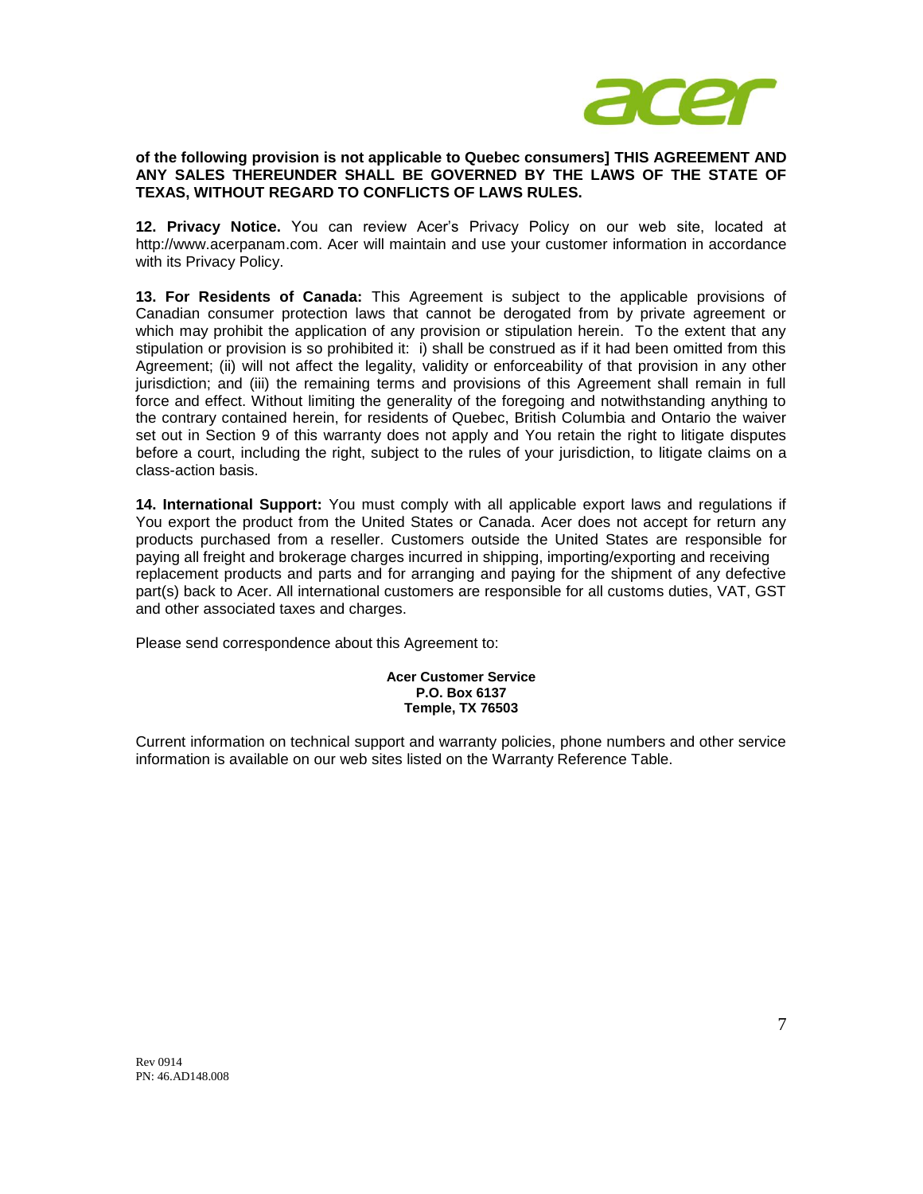**of the following provision is not applicable to Quebec consumers] THIS AGREEMENT AND ANY SALES THEREUNDER SHALL BE GOVERNED BY THE LAWS OF THE STATE OF TEXAS, WITHOUT REGARD TO CONFLICTS OF LAWS RULES.**

**12. Privacy Notice.** You can review Acer's Privacy Policy on our web site, located at http://www.acerpanam.com. Acer will maintain and use your customer information in accordance with its Privacy Policy.

**13. For Residents of Canada:** This Agreement is subject to the applicable provisions of Canadian consumer protection laws that cannot be derogated from by private agreement or which may prohibit the application of any provision or stipulation herein. To the extent that any stipulation or provision is so prohibited it: i) shall be construed as if it had been omitted from this Agreement; (ii) will not affect the legality, validity or enforceability of that provision in any other jurisdiction; and (iii) the remaining terms and provisions of this Agreement shall remain in full force and effect. Without limiting the generality of the foregoing and notwithstanding anything to the contrary contained herein, for residents of Quebec, British Columbia and Ontario the waiver set out in Section 9 of this warranty does not apply and You retain the right to litigate disputes before a court, including the right, subject to the rules of your jurisdiction, to litigate claims on a class-action basis.

**14. International Support:** You must comply with all applicable export laws and regulations if You export the product from the United States or Canada. Acer does not accept for return any products purchased from a reseller. Customers outside the United States are responsible for paying all freight and brokerage charges incurred in shipping, importing/exporting and receiving replacement products and parts and for arranging and paying for the shipment of any defective part(s) back to Acer. All international customers are responsible for all customs duties, VAT, GST and other associated taxes and charges.

Please send correspondence about this Agreement to:

**Acer Customer Service**
**P.O. Box 6137**
**Temple, TX 76503**

Current information on technical support and warranty policies, phone numbers and other service information is available on our web sites listed on the Warranty Reference Table.

Rev 0914
PN: 46.AD148.008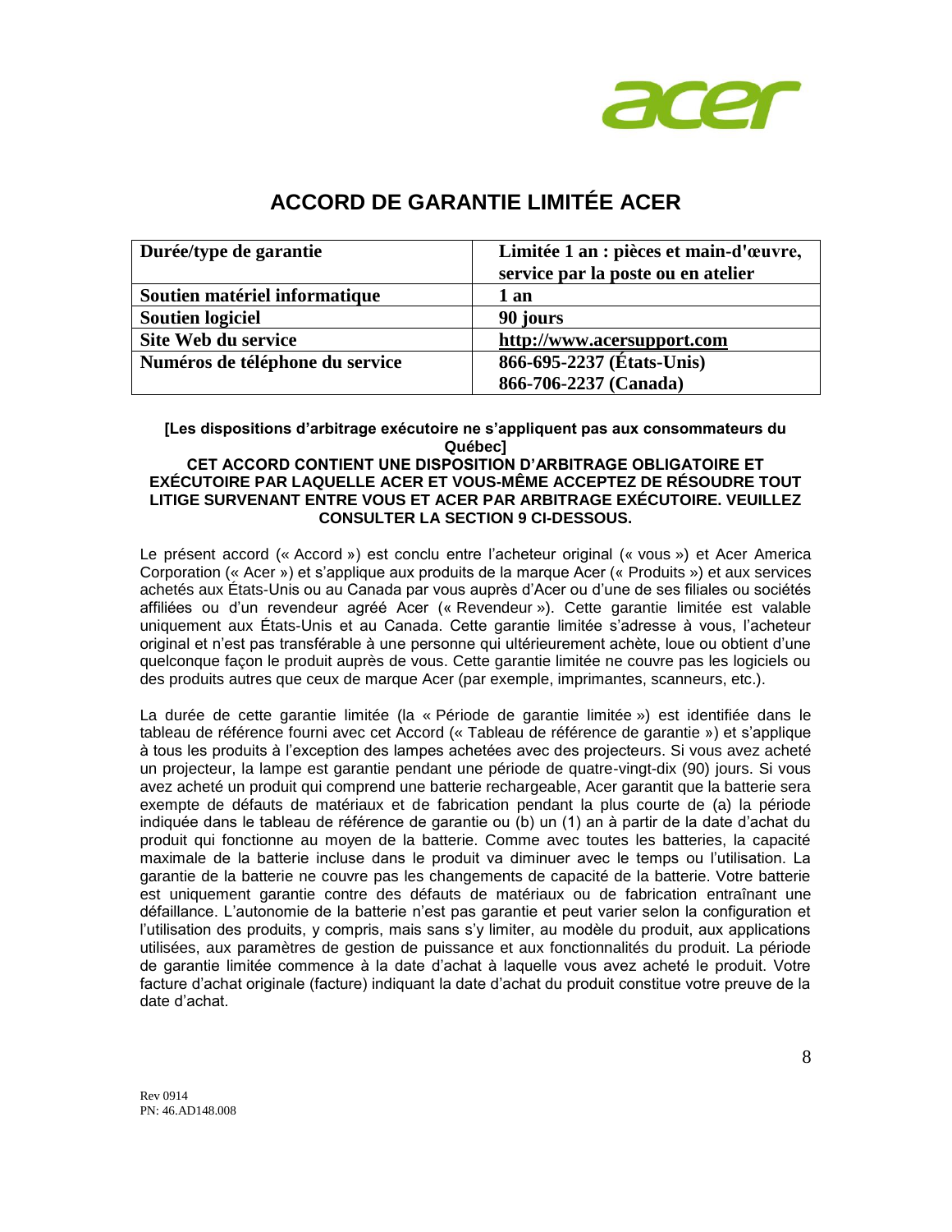# ACCORD DE GARANTIE LIMITÉE ACER

| | |
|---|---|
| **Durée/type de garantie** | **Limitée 1 an : pièces et main-d'œuvre, service par la poste ou en atelier** |
| **Soutien matériel informatique** | **1 an** |
| **Soutien logiciel** | **90 jours** |
| **Site Web du service** | **http://www.acersupport.com** |
| **Numéros de téléphone du service** | **866-695-2237 (États-Unis)**<br>**866-706-2237 (Canada)** |

**[Les dispositions d'arbitrage exécutoire ne s'appliquent pas aux consommateurs du Québec]**

**CET ACCORD CONTIENT UNE DISPOSITION D'ARBITRAGE OBLIGATOIRE ET EXÉCUTOIRE PAR LAQUELLE ACER ET VOUS-MÊME ACCEPTEZ DE RÉSOUDRE TOUT LITIGE SURVENANT ENTRE VOUS ET ACER PAR ARBITRAGE EXÉCUTOIRE. VEUILLEZ CONSULTER LA SECTION 9 CI-DESSOUS.**

Le présent accord (« Accord ») est conclu entre l'acheteur original (« vous ») et Acer America Corporation (« Acer ») et s'applique aux produits de la marque Acer (« Produits ») et aux services achetés aux États-Unis ou au Canada par vous auprès d'Acer ou d'une de ses filiales ou sociétés affiliées ou d'un revendeur agréé Acer (« Revendeur »). Cette garantie limitée est valable uniquement aux États-Unis et au Canada. Cette garantie limitée s'adresse à vous, l'acheteur original et n'est pas transférable à une personne qui ultérieurement achète, loue ou obtient d'une quelconque façon le produit auprès de vous. Cette garantie limitée ne couvre pas les logiciels ou des produits autres que ceux de marque Acer (par exemple, imprimantes, scanneurs, etc.).

La durée de cette garantie limitée (la « Période de garantie limitée ») est identifiée dans le tableau de référence fourni avec cet Accord (« Tableau de référence de garantie ») et s'applique à tous les produits à l'exception des lampes achetées avec des projecteurs. Si vous avez acheté un projecteur, la lampe est garantie pendant une période de quatre-vingt-dix (90) jours. Si vous avez acheté un produit qui comprend une batterie rechargeable, Acer garantit que la batterie sera exempte de défauts de matériaux et de fabrication pendant la plus courte de (a) la période indiquée dans le tableau de référence de garantie ou (b) un (1) an à partir de la date d'achat du produit qui fonctionne au moyen de la batterie. Comme avec toutes les batteries, la capacité maximale de la batterie incluse dans le produit va diminuer avec le temps ou l'utilisation. La garantie de la batterie ne couvre pas les changements de capacité de la batterie. Votre batterie est uniquement garantie contre des défauts de matériaux ou de fabrication entraînant une défaillance. L'autonomie de la batterie n'est pas garantie et peut varier selon la configuration et l'utilisation des produits, y compris, mais sans s'y limiter, au modèle du produit, aux applications utilisées, aux paramètres de gestion de puissance et aux fonctionnalités du produit. La période de garantie limitée commence à la date d'achat à laquelle vous avez acheté le produit. Votre facture d'achat originale (facture) indiquant la date d'achat du produit constitue votre preuve de la date d'achat.

Rev 0914
PN: 46.AD148.008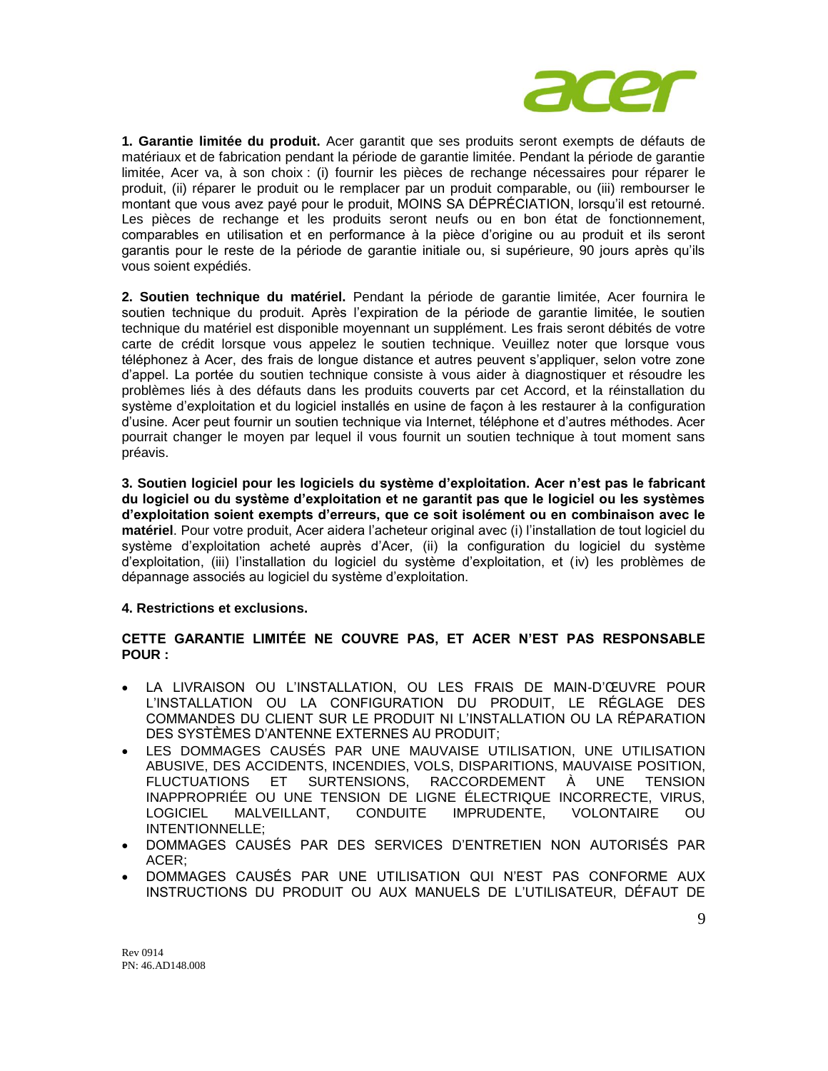**1. Garantie limitée du produit.** Acer garantit que ses produits seront exempts de défauts de matériaux et de fabrication pendant la période de garantie limitée. Pendant la période de garantie limitée, Acer va, à son choix : (i) fournir les pièces de rechange nécessaires pour réparer le produit, (ii) réparer le produit ou le remplacer par un produit comparable, ou (iii) rembourser le montant que vous avez payé pour le produit, MOINS SA DÉPRÉCIATION, lorsqu'il est retourné. Les pièces de rechange et les produits seront neufs ou en bon état de fonctionnement, comparables en utilisation et en performance à la pièce d'origine ou au produit et ils seront garantis pour le reste de la période de garantie initiale ou, si supérieure, 90 jours après qu'ils vous soient expédiés.

**2. Soutien technique du matériel.** Pendant la période de garantie limitée, Acer fournira le soutien technique du produit. Après l'expiration de la période de garantie limitée, le soutien technique du matériel est disponible moyennant un supplément. Les frais seront débités de votre carte de crédit lorsque vous appelez le soutien technique. Veuillez noter que lorsque vous téléphonez à Acer, des frais de longue distance et autres peuvent s'appliquer, selon votre zone d'appel. La portée du soutien technique consiste à vous aider à diagnostiquer et résoudre les problèmes liés à des défauts dans les produits couverts par cet Accord, et la réinstallation du système d'exploitation et du logiciel installés en usine de façon à les restaurer à la configuration d'usine. Acer peut fournir un soutien technique via Internet, téléphone et d'autres méthodes. Acer pourrait changer le moyen par lequel il vous fournit un soutien technique à tout moment sans préavis.

**3. Soutien logiciel pour les logiciels du système d'exploitation. Acer n'est pas le fabricant du logiciel ou du système d'exploitation et ne garantit pas que le logiciel ou les systèmes d'exploitation soient exempts d'erreurs, que ce soit isolément ou en combinaison avec le matériel**. Pour votre produit, Acer aidera l'acheteur original avec (i) l'installation de tout logiciel du système d'exploitation acheté auprès d'Acer, (ii) la configuration du logiciel du système d'exploitation, (iii) l'installation du logiciel du système d'exploitation, et (iv) les problèmes de dépannage associés au logiciel du système d'exploitation.

**4. Restrictions et exclusions.**

**CETTE GARANTIE LIMITÉE NE COUVRE PAS, ET ACER N'EST PAS RESPONSABLE POUR :**

- LA LIVRAISON OU L'INSTALLATION, OU LES FRAIS DE MAIN-D'ŒUVRE POUR L'INSTALLATION OU LA CONFIGURATION DU PRODUIT, LE RÉGLAGE DES COMMANDES DU CLIENT SUR LE PRODUIT NI L'INSTALLATION OU LA RÉPARATION DES SYSTÈMES D'ANTENNE EXTERNES AU PRODUIT;
- LES DOMMAGES CAUSÉS PAR UNE MAUVAISE UTILISATION, UNE UTILISATION ABUSIVE, DES ACCIDENTS, INCENDIES, VOLS, DISPARITIONS, MAUVAISE POSITION, FLUCTUATIONS ET SURTENSIONS, RACCORDEMENT À UNE TENSION INAPPROPRIÉE OU UNE TENSION DE LIGNE ÉLECTRIQUE INCORRECTE, VIRUS, LOGICIEL MALVEILLANT, CONDUITE IMPRUDENTE, VOLONTAIRE OU INTENTIONNELLE;
- DOMMAGES CAUSÉS PAR DES SERVICES D'ENTRETIEN NON AUTORISÉS PAR ACER;
- DOMMAGES CAUSÉS PAR UNE UTILISATION QUI N'EST PAS CONFORME AUX INSTRUCTIONS DU PRODUIT OU AUX MANUELS DE L'UTILISATEUR, DÉFAUT DE

Rev 0914
PN: 46.AD148.008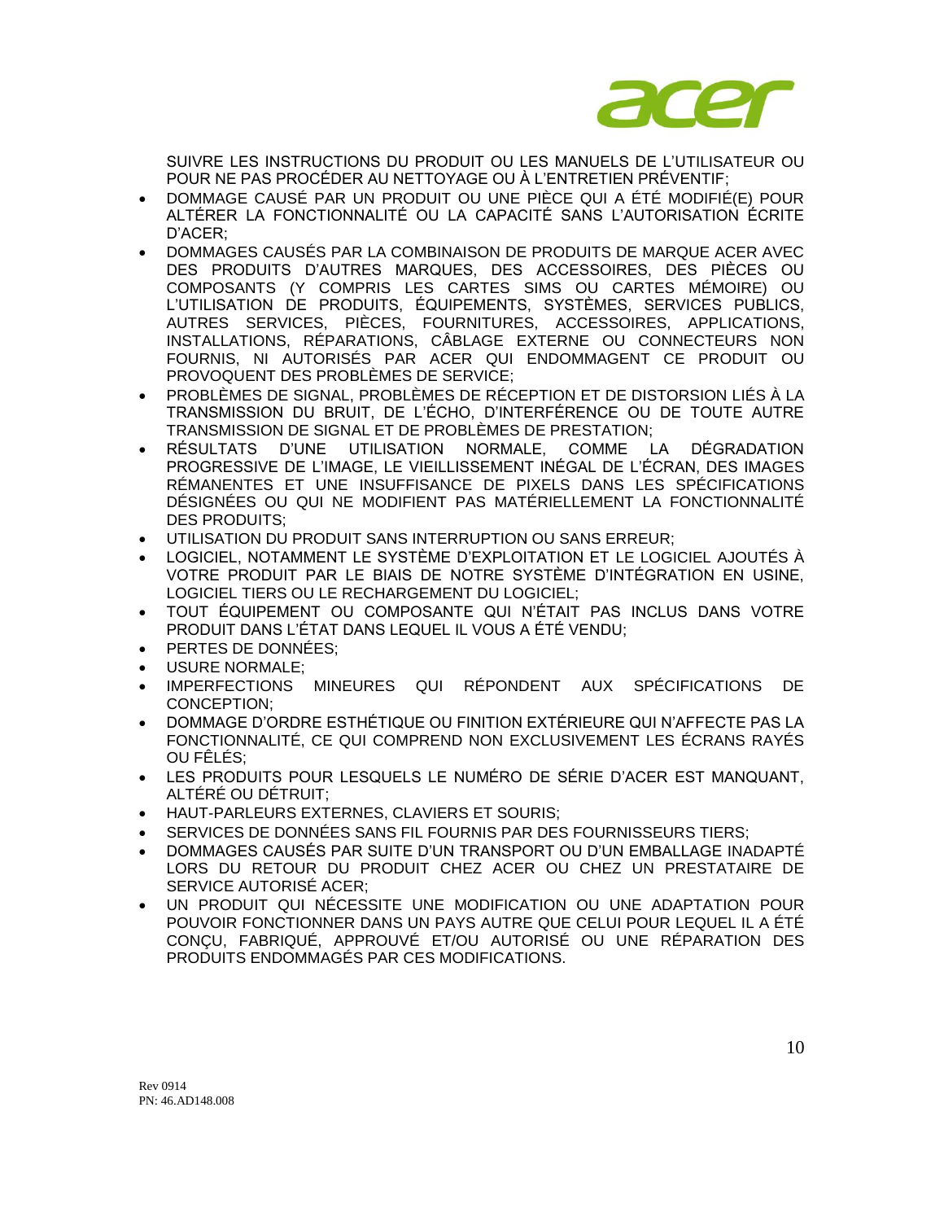SUIVRE LES INSTRUCTIONS DU PRODUIT OU LES MANUELS DE L'UTILISATEUR OU POUR NE PAS PROCÉDER AU NETTOYAGE OU À L'ENTRETIEN PRÉVENTIF;

- DOMMAGE CAUSÉ PAR UN PRODUIT OU UNE PIÈCE QUI A ÉTÉ MODIFIÉ(E) POUR ALTÉRER LA FONCTIONNALITÉ OU LA CAPACITÉ SANS L'AUTORISATION ÉCRITE D'ACER;
- DOMMAGES CAUSÉS PAR LA COMBINAISON DE PRODUITS DE MARQUE ACER AVEC DES PRODUITS D'AUTRES MARQUES, DES ACCESSOIRES, DES PIÈCES OU COMPOSANTS (Y COMPRIS LES CARTES SIMS OU CARTES MÉMOIRE) OU L'UTILISATION DE PRODUITS, ÉQUIPEMENTS, SYSTÈMES, SERVICES PUBLICS, AUTRES SERVICES, PIÈCES, FOURNITURES, ACCESSOIRES, APPLICATIONS, INSTALLATIONS, RÉPARATIONS, CÂBLAGE EXTERNE OU CONNECTEURS NON FOURNIS, NI AUTORISÉS PAR ACER QUI ENDOMMAGENT CE PRODUIT OU PROVOQUENT DES PROBLÈMES DE SERVICE;
- PROBLÈMES DE SIGNAL, PROBLÈMES DE RÉCEPTION ET DE DISTORSION LIÉS À LA TRANSMISSION DU BRUIT, DE L'ÉCHO, D'INTERFÉRENCE OU DE TOUTE AUTRE TRANSMISSION DE SIGNAL ET DE PROBLÈMES DE PRESTATION;
- RÉSULTATS D'UNE UTILISATION NORMALE, COMME LA DÉGRADATION PROGRESSIVE DE L'IMAGE, LE VIEILLISSEMENT INÉGAL DE L'ÉCRAN, DES IMAGES RÉMANENTES ET UNE INSUFFISANCE DE PIXELS DANS LES SPÉCIFICATIONS DÉSIGNÉES OU QUI NE MODIFIENT PAS MATÉRIELLEMENT LA FONCTIONNALITÉ DES PRODUITS;
- UTILISATION DU PRODUIT SANS INTERRUPTION OU SANS ERREUR;
- LOGICIEL, NOTAMMENT LE SYSTÈME D'EXPLOITATION ET LE LOGICIEL AJOUTÉS À VOTRE PRODUIT PAR LE BIAIS DE NOTRE SYSTÈME D'INTÉGRATION EN USINE, LOGICIEL TIERS OU LE RECHARGEMENT DU LOGICIEL;
- TOUT ÉQUIPEMENT OU COMPOSANTE QUI N'ÉTAIT PAS INCLUS DANS VOTRE PRODUIT DANS L'ÉTAT DANS LEQUEL IL VOUS A ÉTÉ VENDU;
- PERTES DE DONNÉES;
- USURE NORMALE;
- IMPERFECTIONS MINEURES QUI RÉPONDENT AUX SPÉCIFICATIONS DE CONCEPTION;
- DOMMAGE D'ORDRE ESTHÉTIQUE OU FINITION EXTÉRIEURE QUI N'AFFECTE PAS LA FONCTIONNALITÉ, CE QUI COMPREND NON EXCLUSIVEMENT LES ÉCRANS RAYÉS OU FÊLÉS;
- LES PRODUITS POUR LESQUELS LE NUMÉRO DE SÉRIE D'ACER EST MANQUANT, ALTÉRÉ OU DÉTRUIT;
- HAUT-PARLEURS EXTERNES, CLAVIERS ET SOURIS;
- SERVICES DE DONNÉES SANS FIL FOURNIS PAR DES FOURNISSEURS TIERS;
- DOMMAGES CAUSÉS PAR SUITE D'UN TRANSPORT OU D'UN EMBALLAGE INADAPTÉ LORS DU RETOUR DU PRODUIT CHEZ ACER OU CHEZ UN PRESTATAIRE DE SERVICE AUTORISÉ ACER;
- UN PRODUIT QUI NÉCESSITE UNE MODIFICATION OU UNE ADAPTATION POUR POUVOIR FONCTIONNER DANS UN PAYS AUTRE QUE CELUI POUR LEQUEL IL A ÉTÉ CONÇU, FABRIQUÉ, APPROUVÉ ET/OU AUTORISÉ OU UNE RÉPARATION DES PRODUITS ENDOMMAGÉS PAR CES MODIFICATIONS.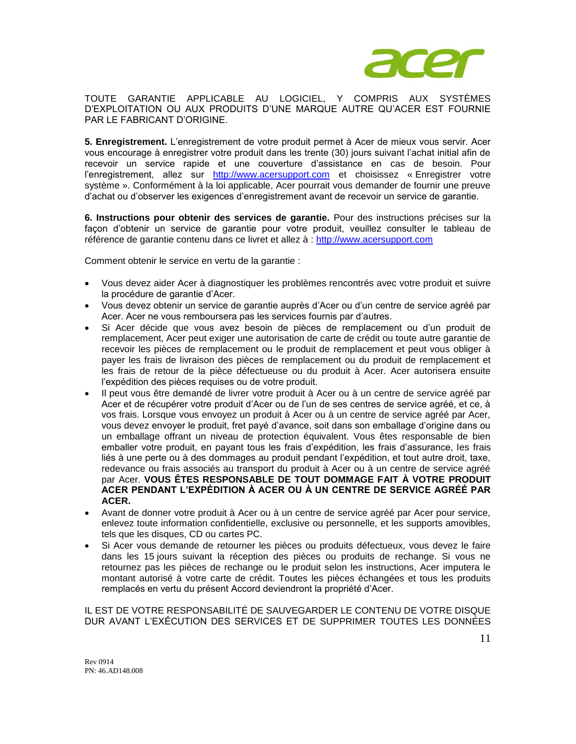TOUTE GARANTIE APPLICABLE AU LOGICIEL, Y COMPRIS AUX SYSTÈMES D'EXPLOITATION OU AUX PRODUITS D'UNE MARQUE AUTRE QU'ACER EST FOURNIE PAR LE FABRICANT D'ORIGINE.

**5. Enregistrement.** L'enregistrement de votre produit permet à Acer de mieux vous servir. Acer vous encourage à enregistrer votre produit dans les trente (30) jours suivant l'achat initial afin de recevoir un service rapide et une couverture d'assistance en cas de besoin. Pour l'enregistrement, allez sur http://www.acersupport.com et choisissez « Enregistrer votre système ». Conformément à la loi applicable, Acer pourrait vous demander de fournir une preuve d'achat ou d'observer les exigences d'enregistrement avant de recevoir un service de garantie.

**6. Instructions pour obtenir des services de garantie.** Pour des instructions précises sur la façon d'obtenir un service de garantie pour votre produit, veuillez consulter le tableau de référence de garantie contenu dans ce livret et allez à : http://www.acersupport.com

Comment obtenir le service en vertu de la garantie :

- Vous devez aider Acer à diagnostiquer les problèmes rencontrés avec votre produit et suivre la procédure de garantie d'Acer.
- Vous devez obtenir un service de garantie auprès d'Acer ou d'un centre de service agréé par Acer. Acer ne vous remboursera pas les services fournis par d'autres.
- Si Acer décide que vous avez besoin de pièces de remplacement ou d'un produit de remplacement, Acer peut exiger une autorisation de carte de crédit ou toute autre garantie de recevoir les pièces de remplacement ou le produit de remplacement et peut vous obliger à payer les frais de livraison des pièces de remplacement ou du produit de remplacement et les frais de retour de la pièce défectueuse ou du produit à Acer. Acer autorisera ensuite l'expédition des pièces requises ou de votre produit.
- Il peut vous être demandé de livrer votre produit à Acer ou à un centre de service agréé par Acer et de récupérer votre produit d'Acer ou de l'un de ses centres de service agréé, et ce, à vos frais. Lorsque vous envoyez un produit à Acer ou à un centre de service agréé par Acer, vous devez envoyer le produit, fret payé d'avance, soit dans son emballage d'origine dans ou un emballage offrant un niveau de protection équivalent. Vous êtes responsable de bien emballer votre produit, en payant tous les frais d'expédition, les frais d'assurance, les frais liés à une perte ou à des dommages au produit pendant l'expédition, et tout autre droit, taxe, redevance ou frais associés au transport du produit à Acer ou à un centre de service agréé par Acer. **VOUS ÊTES RESPONSABLE DE TOUT DOMMAGE FAIT À VOTRE PRODUIT ACER PENDANT L'EXPÉDITION À ACER OU À UN CENTRE DE SERVICE AGRÉÉ PAR ACER.**
- Avant de donner votre produit à Acer ou à un centre de service agréé par Acer pour service, enlevez toute information confidentielle, exclusive ou personnelle, et les supports amovibles, tels que les disques, CD ou cartes PC.
- Si Acer vous demande de retourner les pièces ou produits défectueux, vous devez le faire dans les 15 jours suivant la réception des pièces ou produits de rechange. Si vous ne retournez pas les pièces de rechange ou le produit selon les instructions, Acer imputera le montant autorisé à votre carte de crédit. Toutes les pièces échangées et tous les produits remplacés en vertu du présent Accord deviendront la propriété d'Acer.

IL EST DE VOTRE RESPONSABILITÉ DE SAUVEGARDER LE CONTENU DE VOTRE DISQUE DUR AVANT L'EXÉCUTION DES SERVICES ET DE SUPPRIMER TOUTES LES DONNÉES

Rev 0914
PN: 46.AD148.008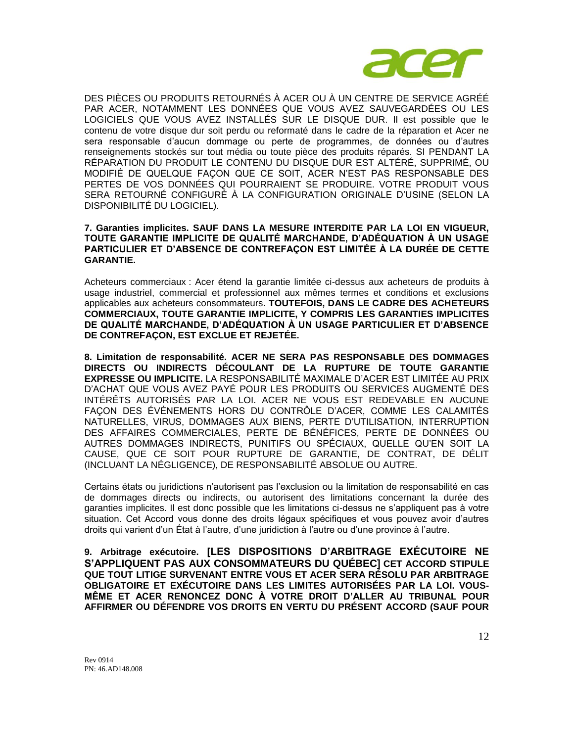DES PIÈCES OU PRODUITS RETOURNÉS À ACER OU À UN CENTRE DE SERVICE AGRÉÉ PAR ACER, NOTAMMENT LES DONNÉES QUE VOUS AVEZ SAUVEGARDÉES OU LES LOGICIELS QUE VOUS AVEZ INSTALLÉS SUR LE DISQUE DUR. Il est possible que le contenu de votre disque dur soit perdu ou reformaté dans le cadre de la réparation et Acer ne sera responsable d'aucun dommage ou perte de programmes, de données ou d'autres renseignements stockés sur tout média ou toute pièce des produits réparés. SI PENDANT LA RÉPARATION DU PRODUIT LE CONTENU DU DISQUE DUR EST ALTÉRÉ, SUPPRIMÉ, OU MODIFIÉ DE QUELQUE FAÇON QUE CE SOIT, ACER N'EST PAS RESPONSABLE DES PERTES DE VOS DONNÉES QUI POURRAIENT SE PRODUIRE. VOTRE PRODUIT VOUS SERA RETOURNÉ CONFIGURÉ À LA CONFIGURATION ORIGINALE D'USINE (SELON LA DISPONIBILITÉ DU LOGICIEL).

**7. Garanties implicites. SAUF DANS LA MESURE INTERDITE PAR LA LOI EN VIGUEUR, TOUTE GARANTIE IMPLICITE DE QUALITÉ MARCHANDE, D'ADÉQUATION À UN USAGE PARTICULIER ET D'ABSENCE DE CONTREFAÇON EST LIMITÉE À LA DURÉE DE CETTE GARANTIE.**

Acheteurs commerciaux : Acer étend la garantie limitée ci-dessus aux acheteurs de produits à usage industriel, commercial et professionnel aux mêmes termes et conditions et exclusions applicables aux acheteurs consommateurs. **TOUTEFOIS, DANS LE CADRE DES ACHETEURS COMMERCIAUX, TOUTE GARANTIE IMPLICITE, Y COMPRIS LES GARANTIES IMPLICITES DE QUALITÉ MARCHANDE, D'ADÉQUATION À UN USAGE PARTICULIER ET D'ABSENCE DE CONTREFAÇON, EST EXCLUE ET REJETÉE.**

**8. Limitation de responsabilité. ACER NE SERA PAS RESPONSABLE DES DOMMAGES DIRECTS OU INDIRECTS DÉCOULANT DE LA RUPTURE DE TOUTE GARANTIE EXPRESSE OU IMPLICITE.** LA RESPONSABILITÉ MAXIMALE D'ACER EST LIMITÉE AU PRIX D'ACHAT QUE VOUS AVEZ PAYÉ POUR LES PRODUITS OU SERVICES AUGMENTÉ DES INTÉRÊTS AUTORISÉS PAR LA LOI. ACER NE VOUS EST REDEVABLE EN AUCUNE FAÇON DES ÉVÉNEMENTS HORS DU CONTRÔLE D'ACER, COMME LES CALAMITÉS NATURELLES, VIRUS, DOMMAGES AUX BIENS, PERTE D'UTILISATION, INTERRUPTION DES AFFAIRES COMMERCIALES, PERTE DE BÉNÉFICES, PERTE DE DONNÉES OU AUTRES DOMMAGES INDIRECTS, PUNITIFS OU SPÉCIAUX, QUELLE QU'EN SOIT LA CAUSE, QUE CE SOIT POUR RUPTURE DE GARANTIE, DE CONTRAT, DE DÉLIT (INCLUANT LA NÉGLIGENCE), DE RESPONSABILITÉ ABSOLUE OU AUTRE.

Certains états ou juridictions n'autorisent pas l'exclusion ou la limitation de responsabilité en cas de dommages directs ou indirects, ou autorisent des limitations concernant la durée des garanties implicites. Il est donc possible que les limitations ci-dessus ne s'appliquent pas à votre situation. Cet Accord vous donne des droits légaux spécifiques et vous pouvez avoir d'autres droits qui varient d'un État à l'autre, d'une juridiction à l'autre ou d'une province à l'autre.

**9. Arbitrage exécutoire. [LES DISPOSITIONS D'ARBITRAGE EXÉCUTOIRE NE S'APPLIQUENT PAS AUX CONSOMMATEURS DU QUÉBEC] CET ACCORD STIPULE QUE TOUT LITIGE SURVENANT ENTRE VOUS ET ACER SERA RÉSOLU PAR ARBITRAGE OBLIGATOIRE ET EXÉCUTOIRE DANS LES LIMITES AUTORISÉES PAR LA LOI. VOUS-MÊME ET ACER RENONCEZ DONC À VOTRE DROIT D'ALLER AU TRIBUNAL POUR AFFIRMER OU DÉFENDRE VOS DROITS EN VERTU DU PRÉSENT ACCORD (SAUF POUR**

Rev 0914
PN: 46.AD148.008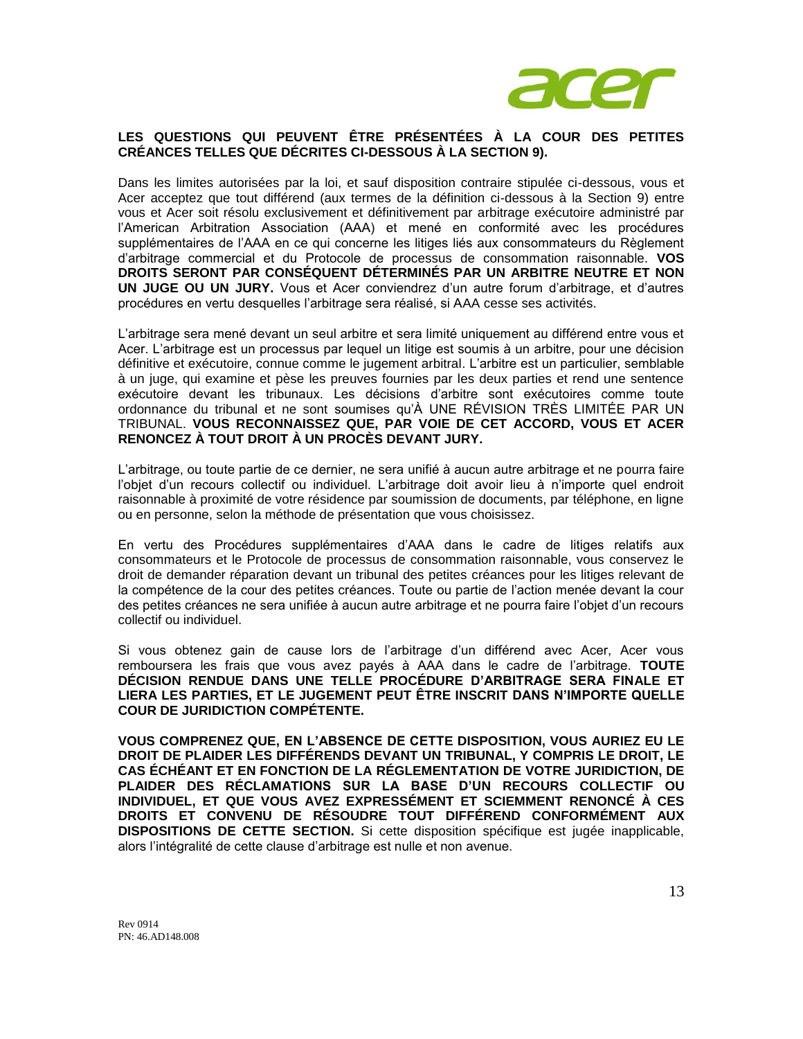**LES QUESTIONS QUI PEUVENT ÊTRE PRÉSENTÉES À LA COUR DES PETITES CRÉANCES TELLES QUE DÉCRITES CI-DESSOUS À LA SECTION 9).**

Dans les limites autorisées par la loi, et sauf disposition contraire stipulée ci-dessous, vous et Acer acceptez que tout différend (aux termes de la définition ci-dessous à la Section 9) entre vous et Acer soit résolu exclusivement et définitivement par arbitrage exécutoire administré par l'American Arbitration Association (AAA) et mené en conformité avec les procédures supplémentaires de l'AAA en ce qui concerne les litiges liés aux consommateurs du Règlement d'arbitrage commercial et du Protocole de processus de consommation raisonnable. **VOS DROITS SERONT PAR CONSÉQUENT DÉTERMINÉS PAR UN ARBITRE NEUTRE ET NON UN JUGE OU UN JURY.** Vous et Acer conviendrez d'un autre forum d'arbitrage, et d'autres procédures en vertu desquelles l'arbitrage sera réalisé, si AAA cesse ses activités.

L'arbitrage sera mené devant un seul arbitre et sera limité uniquement au différend entre vous et Acer. L'arbitrage est un processus par lequel un litige est soumis à un arbitre, pour une décision définitive et exécutoire, connue comme le jugement arbitral. L'arbitre est un particulier, semblable à un juge, qui examine et pèse les preuves fournies par les deux parties et rend une sentence exécutoire devant les tribunaux. Les décisions d'arbitre sont exécutoires comme toute ordonnance du tribunal et ne sont soumises qu'À UNE RÉVISION TRÈS LIMITÉE PAR UN TRIBUNAL. **VOUS RECONNAISSEZ QUE, PAR VOIE DE CET ACCORD, VOUS ET ACER RENONCEZ À TOUT DROIT À UN PROCÈS DEVANT JURY.**

L'arbitrage, ou toute partie de ce dernier, ne sera unifié à aucun autre arbitrage et ne pourra faire l'objet d'un recours collectif ou individuel. L'arbitrage doit avoir lieu à n'importe quel endroit raisonnable à proximité de votre résidence par soumission de documents, par téléphone, en ligne ou en personne, selon la méthode de présentation que vous choisissez.

En vertu des Procédures supplémentaires d'AAA dans le cadre de litiges relatifs aux consommateurs et le Protocole de processus de consommation raisonnable, vous conservez le droit de demander réparation devant un tribunal des petites créances pour les litiges relevant de la compétence de la cour des petites créances. Toute ou partie de l'action menée devant la cour des petites créances ne sera unifiée à aucun autre arbitrage et ne pourra faire l'objet d'un recours collectif ou individuel.

Si vous obtenez gain de cause lors de l'arbitrage d'un différend avec Acer, Acer vous remboursera les frais que vous avez payés à AAA dans le cadre de l'arbitrage. **TOUTE DÉCISION RENDUE DANS UNE TELLE PROCÉDURE D'ARBITRAGE SERA FINALE ET LIERA LES PARTIES, ET LE JUGEMENT PEUT ÊTRE INSCRIT DANS N'IMPORTE QUELLE COUR DE JURIDICTION COMPÉTENTE.**

**VOUS COMPRENEZ QUE, EN L'ABSENCE DE CETTE DISPOSITION, VOUS AURIEZ EU LE DROIT DE PLAIDER LES DIFFÉRENDS DEVANT UN TRIBUNAL, Y COMPRIS LE DROIT, LE CAS ÉCHÉANT ET EN FONCTION DE LA RÉGLEMENTATION DE VOTRE JURIDICTION, DE PLAIDER DES RÉCLAMATIONS SUR LA BASE D'UN RECOURS COLLECTIF OU INDIVIDUEL, ET QUE VOUS AVEZ EXPRESSÉMENT ET SCIEMMENT RENONCÉ À CES DROITS ET CONVENU DE RÉSOUDRE TOUT DIFFÉREND CONFORMÉMENT AUX DISPOSITIONS DE CETTE SECTION.** Si cette disposition spécifique est jugée inapplicable, alors l'intégralité de cette clause d'arbitrage est nulle et non avenue.

Rev 0914
PN: 46.AD148.008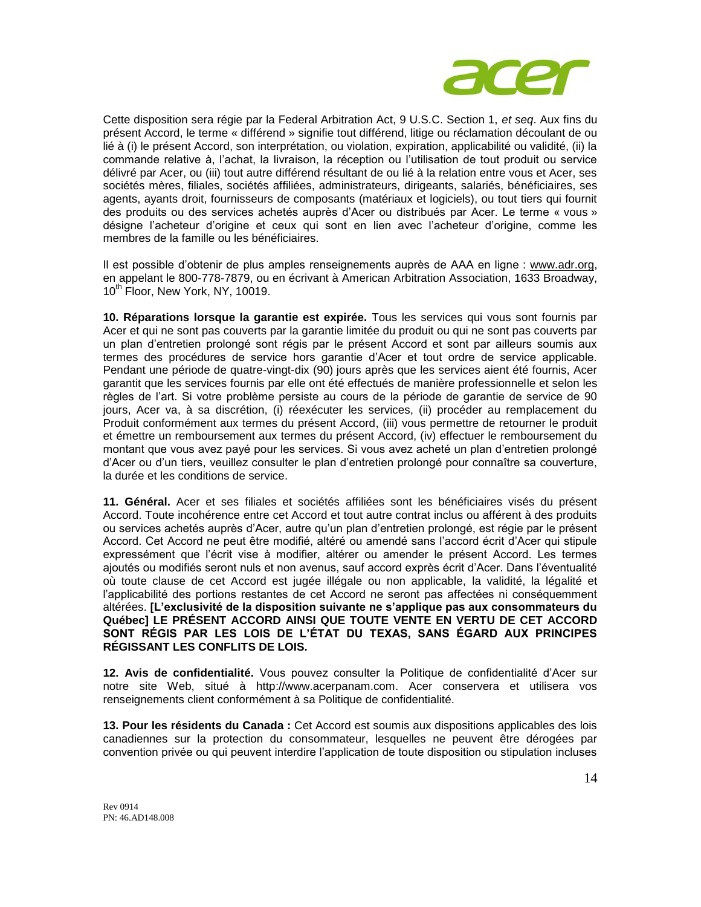Cette disposition sera régie par la Federal Arbitration Act, 9 U.S.C. Section 1, *et seq*. Aux fins du présent Accord, le terme « différend » signifie tout différend, litige ou réclamation découlant de ou lié à (i) le présent Accord, son interprétation, ou violation, expiration, applicabilité ou validité, (ii) la commande relative à, l'achat, la livraison, la réception ou l'utilisation de tout produit ou service délivré par Acer, ou (iii) tout autre différend résultant de ou lié à la relation entre vous et Acer, ses sociétés mères, filiales, sociétés affiliées, administrateurs, dirigeants, salariés, bénéficiaires, ses agents, ayants droit, fournisseurs de composants (matériaux et logiciels), ou tout tiers qui fournit des produits ou des services achetés auprès d'Acer ou distribués par Acer. Le terme « vous » désigne l'acheteur d'origine et ceux qui sont en lien avec l'acheteur d'origine, comme les membres de la famille ou les bénéficiaires.

Il est possible d'obtenir de plus amples renseignements auprès de AAA en ligne : www.adr.org, en appelant le 800-778-7879, ou en écrivant à American Arbitration Association, 1633 Broadway, 10th Floor, New York, NY, 10019.

**10. Réparations lorsque la garantie est expirée.** Tous les services qui vous sont fournis par Acer et qui ne sont pas couverts par la garantie limitée du produit ou qui ne sont pas couverts par un plan d'entretien prolongé sont régis par le présent Accord et sont par ailleurs soumis aux termes des procédures de service hors garantie d'Acer et tout ordre de service applicable. Pendant une période de quatre-vingt-dix (90) jours après que les services aient été fournis, Acer garantit que les services fournis par elle ont été effectués de manière professionnelle et selon les règles de l'art. Si votre problème persiste au cours de la période de garantie de service de 90 jours, Acer va, à sa discrétion, (i) réexécuter les services, (ii) procéder au remplacement du Produit conformément aux termes du présent Accord, (iii) vous permettre de retourner le produit et émettre un remboursement aux termes du présent Accord, (iv) effectuer le remboursement du montant que vous avez payé pour les services. Si vous avez acheté un plan d'entretien prolongé d'Acer ou d'un tiers, veuillez consulter le plan d'entretien prolongé pour connaître sa couverture, la durée et les conditions de service.

**11. Général.** Acer et ses filiales et sociétés affiliées sont les bénéficiaires visés du présent Accord. Toute incohérence entre cet Accord et tout autre contrat inclus ou afférent à des produits ou services achetés auprès d'Acer, autre qu'un plan d'entretien prolongé, est régie par le présent Accord. Cet Accord ne peut être modifié, altéré ou amendé sans l'accord écrit d'Acer qui stipule expressément que l'écrit vise à modifier, altérer ou amender le présent Accord. Les termes ajoutés ou modifiés seront nuls et non avenus, sauf accord exprès écrit d'Acer. Dans l'éventualité où toute clause de cet Accord est jugée illégale ou non applicable, la validité, la légalité et l'applicabilité des portions restantes de cet Accord ne seront pas affectées ni conséquemment altérées. **[L'exclusivité de la disposition suivante ne s'applique pas aux consommateurs du Québec] LE PRÉSENT ACCORD AINSI QUE TOUTE VENTE EN VERTU DE CET ACCORD SONT RÉGIS PAR LES LOIS DE L'ÉTAT DU TEXAS, SANS ÉGARD AUX PRINCIPES RÉGISSANT LES CONFLITS DE LOIS.**

**12. Avis de confidentialité.** Vous pouvez consulter la Politique de confidentialité d'Acer sur notre site Web, situé à http://www.acerpanam.com. Acer conservera et utilisera vos renseignements client conformément à sa Politique de confidentialité.

**13. Pour les résidents du Canada :** Cet Accord est soumis aux dispositions applicables des lois canadiennes sur la protection du consommateur, lesquelles ne peuvent être dérogées par convention privée ou qui peuvent interdire l'application de toute disposition ou stipulation incluses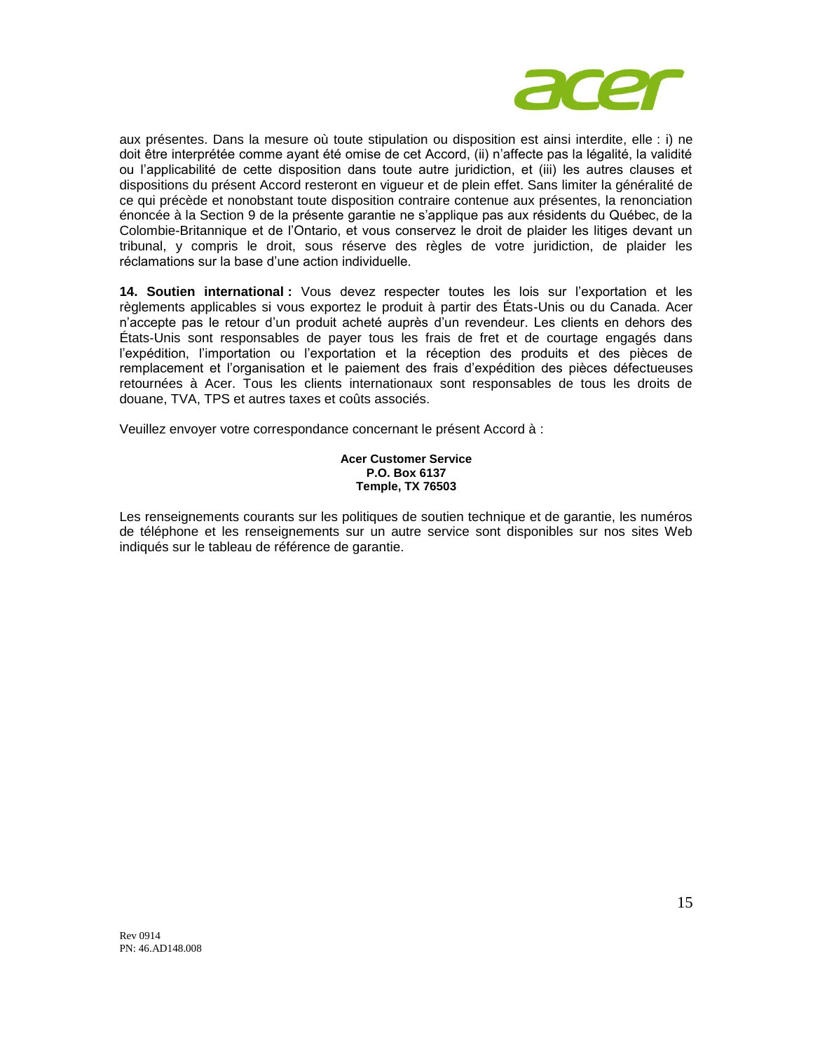aux présentes. Dans la mesure où toute stipulation ou disposition est ainsi interdite, elle : i) ne doit être interprétée comme ayant été omise de cet Accord, (ii) n'affecte pas la légalité, la validité ou l'applicabilité de cette disposition dans toute autre juridiction, et (iii) les autres clauses et dispositions du présent Accord resteront en vigueur et de plein effet. Sans limiter la généralité de ce qui précède et nonobstant toute disposition contraire contenue aux présentes, la renonciation énoncée à la Section 9 de la présente garantie ne s'applique pas aux résidents du Québec, de la Colombie-Britannique et de l'Ontario, et vous conservez le droit de plaider les litiges devant un tribunal, y compris le droit, sous réserve des règles de votre juridiction, de plaider les réclamations sur la base d'une action individuelle.

**14. Soutien international :** Vous devez respecter toutes les lois sur l'exportation et les règlements applicables si vous exportez le produit à partir des États-Unis ou du Canada. Acer n'accepte pas le retour d'un produit acheté auprès d'un revendeur. Les clients en dehors des États-Unis sont responsables de payer tous les frais de fret et de courtage engagés dans l'expédition, l'importation ou l'exportation et la réception des produits et des pièces de remplacement et l'organisation et le paiement des frais d'expédition des pièces défectueuses retournées à Acer. Tous les clients internationaux sont responsables de tous les droits de douane, TVA, TPS et autres taxes et coûts associés.

Veuillez envoyer votre correspondance concernant le présent Accord à :

**Acer Customer Service**
**P.O. Box 6137**
**Temple, TX 76503**

Les renseignements courants sur les politiques de soutien technique et de garantie, les numéros de téléphone et les renseignements sur un autre service sont disponibles sur nos sites Web indiqués sur le tableau de référence de garantie.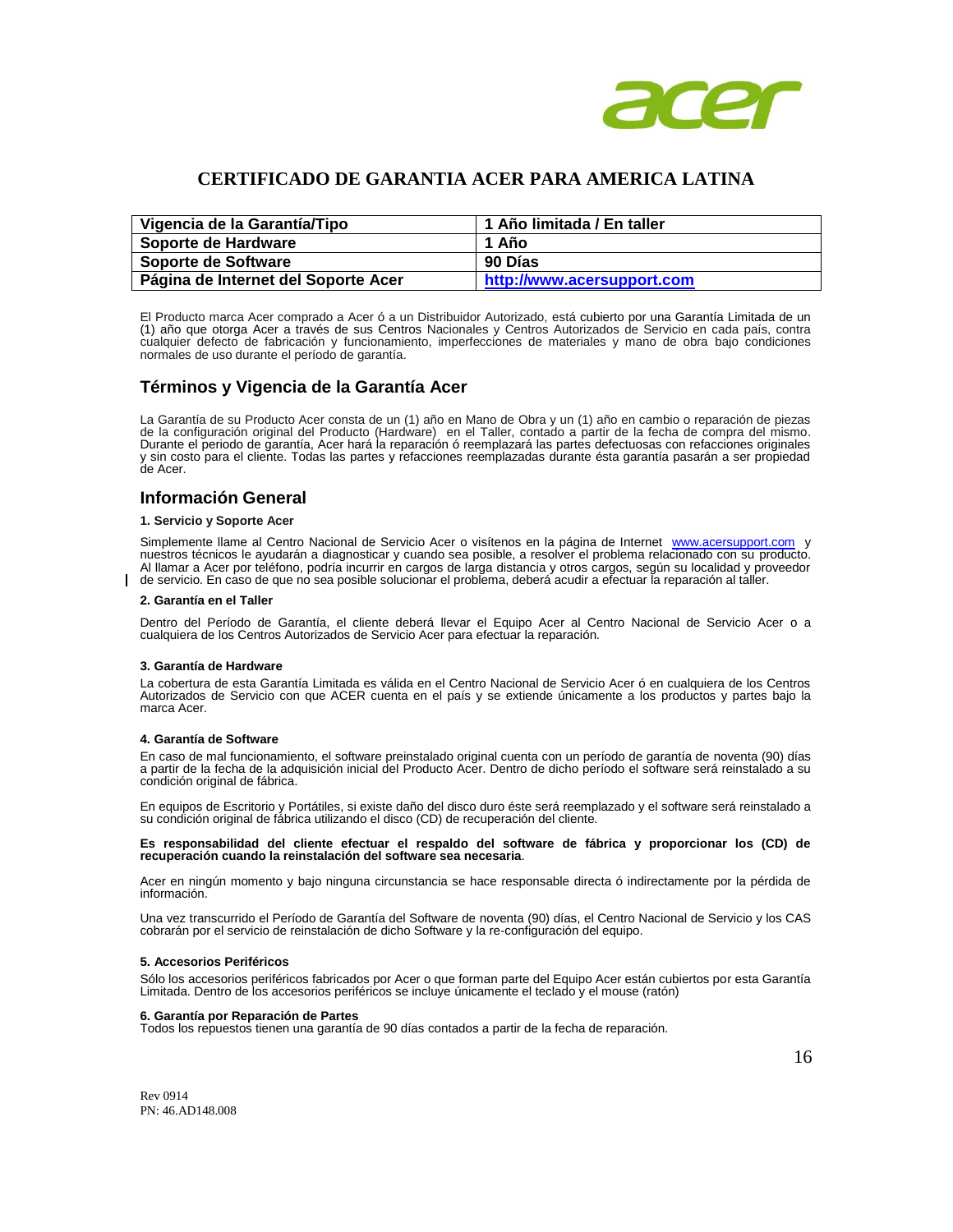# CERTIFICADO DE GARANTIA ACER PARA AMERICA LATINA

| | |
|---|---|
| **Vigencia de la Garantía/Tipo** | **1 Año limitada / En taller** |
| **Soporte de Hardware** | **1 Año** |
| **Soporte de Software** | **90 Días** |
| **Página de Internet del Soporte Acer** | **http://www.acersupport.com** |

El Producto marca Acer comprado a Acer ó a un Distribuidor Autorizado, está cubierto por una Garantía Limitada de un (1) año que otorga Acer a través de sus Centros Nacionales y Centros Autorizados de Servicio en cada país, contra cualquier defecto de fabricación y funcionamiento, imperfecciones de materiales y mano de obra bajo condiciones normales de uso durante el período de garantía.

## Términos y Vigencia de la Garantía Acer

La Garantía de su Producto Acer consta de un (1) año en Mano de Obra y un (1) año en cambio o reparación de piezas de la configuración original del Producto (Hardware) en el Taller, contado a partir de la fecha de compra del mismo. Durante el periodo de garantía, Acer hará la reparación ó reemplazará las partes defectuosas con refacciones originales y sin costo para el cliente. Todas las partes y refacciones reemplazadas durante ésta garantía pasarán a ser propiedad de Acer.

## Información General

**1. Servicio y Soporte Acer**

Simplemente llame al Centro Nacional de Servicio Acer o visítenos en la página de Internet www.acersupport.com y nuestros técnicos le ayudarán a diagnosticar y cuando sea posible, a resolver el problema relacionado con su producto. Al llamar a Acer por teléfono, podría incurrir en cargos de larga distancia y otros cargos, según su localidad y proveedor de servicio. En caso de que no sea posible solucionar el problema, deberá acudir a efectuar la reparación al taller.

**2. Garantía en el Taller**

Dentro del Período de Garantía, el cliente deberá llevar el Equipo Acer al Centro Nacional de Servicio Acer o a cualquiera de los Centros Autorizados de Servicio Acer para efectuar la reparación.

**3. Garantía de Hardware**

La cobertura de esta Garantía Limitada es válida en el Centro Nacional de Servicio Acer ó en cualquiera de los Centros Autorizados de Servicio con que ACER cuenta en el país y se extiende únicamente a los productos y partes bajo la marca Acer.

**4. Garantía de Software**

En caso de mal funcionamiento, el software preinstalado original cuenta con un período de garantía de noventa (90) días a partir de la fecha de la adquisición inicial del Producto Acer. Dentro de dicho período el software será reinstalado a su condición original de fábrica.

En equipos de Escritorio y Portátiles, si existe daño del disco duro éste será reemplazado y el software será reinstalado a su condición original de fábrica utilizando el disco (CD) de recuperación del cliente.

**Es responsabilidad del cliente efectuar el respaldo del software de fábrica y proporcionar los (CD) de recuperación cuando la reinstalación del software sea necesaria**.

Acer en ningún momento y bajo ninguna circunstancia se hace responsable directa ó indirectamente por la pérdida de información.

Una vez transcurrido el Período de Garantía del Software de noventa (90) días, el Centro Nacional de Servicio y los CAS cobrarán por el servicio de reinstalación de dicho Software y la re-configuración del equipo.

**5. Accesorios Periféricos**

Sólo los accesorios periféricos fabricados por Acer o que forman parte del Equipo Acer están cubiertos por esta Garantía Limitada. Dentro de los accesorios periféricos se incluye únicamente el teclado y el mouse (ratón)

**6. Garantía por Reparación de Partes**
Todos los repuestos tienen una garantía de 90 días contados a partir de la fecha de reparación.

Rev 0914
PN: 46.AD148.008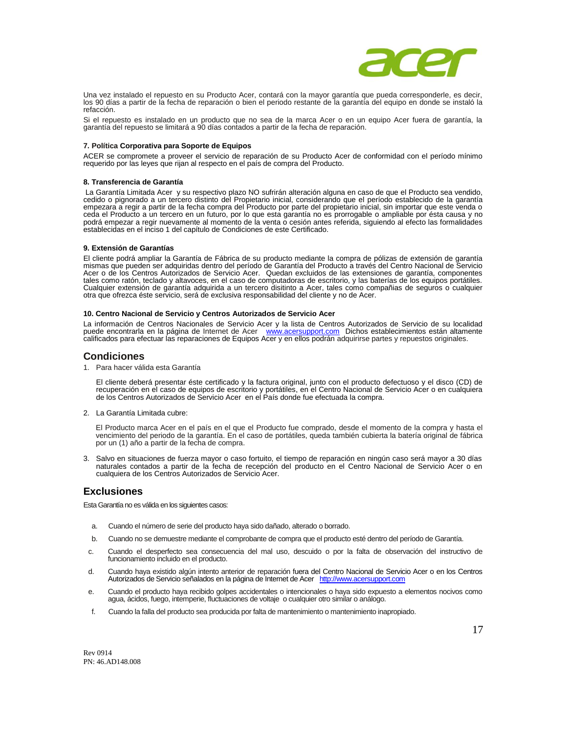Una vez instalado el repuesto en su Producto Acer, contará con la mayor garantía que pueda corresponderle, es decir, los 90 días a partir de la fecha de reparación o bien el periodo restante de la garantía del equipo en donde se instaló la refacción.

Si el repuesto es instalado en un producto que no sea de la marca Acer o en un equipo Acer fuera de garantía, la garantía del repuesto se limitará a 90 días contados a partir de la fecha de reparación.

**7. Política Corporativa para Soporte de Equipos**

ACER se compromete a proveer el servicio de reparación de su Producto Acer de conformidad con el período mínimo requerido por las leyes que rijan al respecto en el país de compra del Producto.

**8. Transferencia de Garantía**

La Garantía Limitada Acer y su respectivo plazo NO sufrirán alteración alguna en caso de que el Producto sea vendido, cedido o pignorado a un tercero distinto del Propietario inicial, considerando que el período establecido de la garantía empezara a regir a partir de la fecha compra del Producto por parte del propietario inicial, sin importar que este venda o ceda el Producto a un tercero en un futuro, por lo que esta garantía no es prorrogable o ampliable por ésta causa y no podrá empezar a regir nuevamente al momento de la venta o cesión antes referida, siguiendo al efecto las formalidades establecidas en el inciso 1 del capítulo de Condiciones de este Certificado.

**9. Extensión de Garantías**

El cliente podrá ampliar la Garantía de Fábrica de su producto mediante la compra de pólizas de extensión de garantía mismas que pueden ser adquiridas dentro del período de Garantía del Producto a través del Centro Nacional de Servicio Acer o de los Centros Autorizados de Servicio Acer. Quedan excluidos de las extensiones de garantía, componentes tales como ratón, teclado y altavoces, en el caso de computadoras de escritorio, y las baterías de los equipos portátiles. Cualquier extensión de garantía adquirida a un tercero disitinto a Acer, tales como compañías de seguros o cualquier otra que ofrezca éste servicio, será de exclusiva responsabilidad del cliente y no de Acer.

**10. Centro Nacional de Servicio y Centros Autorizados de Servicio Acer**

La información de Centros Nacionales de Servicio Acer y la lista de Centros Autorizados de Servicio de su localidad puede encontrarla en la página de Internet de Acer www.acersupport.com Dichos establecimientos están altamente calificados para efectuar las reparaciones de Equipos Acer y en ellos podrán adquirirse partes y repuestos originales.

## Condiciones

1. Para hacer válida esta Garantía

   El cliente deberá presentar éste certificado y la factura original, junto con el producto defectuoso y el disco (CD) de recuperación en el caso de equipos de escritorio y portátiles, en el Centro Nacional de Servicio Acer o en cualquiera de los Centros Autorizados de Servicio Acer en el País donde fue efectuada la compra.

2. La Garantía Limitada cubre:

   El Producto marca Acer en el país en el que el Producto fue comprado, desde el momento de la compra y hasta el vencimiento del periodo de la garantía. En el caso de portátiles, queda también cubierta la batería original de fábrica por un (1) año a partir de la fecha de compra.

3. Salvo en situaciones de fuerza mayor o caso fortuito, el tiempo de reparación en ningún caso será mayor a 30 días naturales contados a partir de la fecha de recepción del producto en el Centro Nacional de Servicio Acer o en cualquiera de los Centros Autorizados de Servicio Acer.

## Exclusiones

Esta Garantía no es válida en los siguientes casos:

a. Cuando el número de serie del producto haya sido dañado, alterado o borrado.

b. Cuando no se demuestre mediante el comprobante de compra que el producto esté dentro del período de Garantía.

c. Cuando el desperfecto sea consecuencia del mal uso, descuido o por la falta de observación del instructivo de funcionamiento incluido en el producto.

d. Cuando haya existido algún intento anterior de reparación fuera del Centro Nacional de Servicio Acer o en los Centros Autorizados de Servicio señalados en la página de Internet de Acer http://www.acersupport.com

e. Cuando el producto haya recibido golpes accidentales o intencionales o haya sido expuesto a elementos nocivos como agua, ácidos, fuego, intemperie, fluctuaciones de voltaje o cualquier otro similar o análogo.

f. Cuando la falla del producto sea producida por falta de mantenimiento o mantenimiento inapropiado.

Rev 0914
PN: 46.AD148.008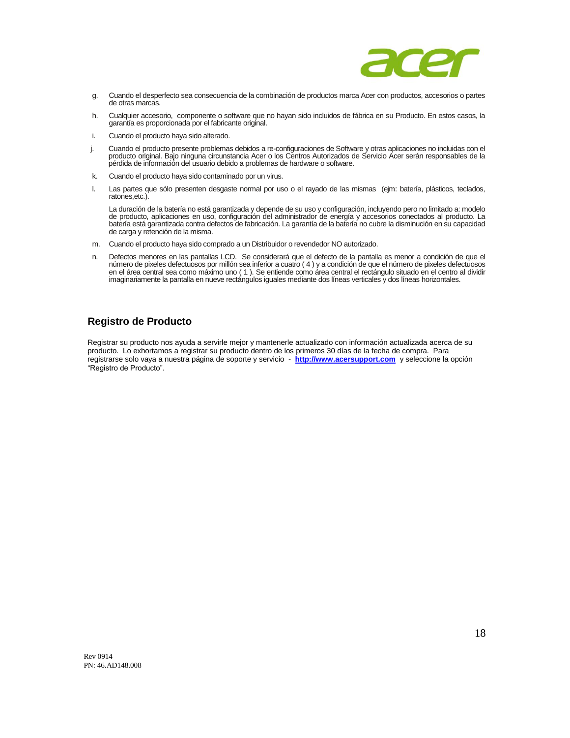g. Cuando el desperfecto sea consecuencia de la combinación de productos marca Acer con productos, accesorios o partes de otras marcas.

h. Cualquier accesorio, componente o software que no hayan sido incluidos de fábrica en su Producto. En estos casos, la garantía es proporcionada por el fabricante original.

i. Cuando el producto haya sido alterado.

j. Cuando el producto presente problemas debidos a re-configuraciones de Software y otras aplicaciones no incluidas con el producto original. Bajo ninguna circunstancia Acer o los Centros Autorizados de Servicio Acer serán responsables de la pérdida de información del usuario debido a problemas de hardware o software.

k. Cuando el producto haya sido contaminado por un virus.

l. Las partes que sólo presenten desgaste normal por uso o el rayado de las mismas (ejm: batería, plásticos, teclados, ratones,etc.).

   La duración de la batería no está garantizada y depende de su uso y configuración, incluyendo pero no limitado a: modelo de producto, aplicaciones en uso, configuración del administrador de energía y accesorios conectados al producto. La batería está garantizada contra defectos de fabricación. La garantía de la batería no cubre la disminución en su capacidad de carga y retención de la misma.

m. Cuando el producto haya sido comprado a un Distribuidor o revendedor NO autorizado.

n. Defectos menores en las pantallas LCD. Se considerará que el defecto de la pantalla es menor a condición de que el número de pixeles defectuosos por millón sea inferior a cuatro ( 4 ) y a condición de que el número de pixeles defectuosos en el área central sea como máximo uno ( 1 ). Se entiende como área central el rectángulo situado en el centro al dividir imaginariamente la pantalla en nueve rectángulos iguales mediante dos líneas verticales y dos líneas horizontales.

## Registro de Producto

Registrar su producto nos ayuda a servirle mejor y mantenerle actualizado con información actualizada acerca de su producto. Lo exhortamos a registrar su producto dentro de los primeros 30 días de la fecha de compra. Para registrarse solo vaya a nuestra página de soporte y servicio - **http://www.acersupport.com** y seleccione la opción "Registro de Producto".

Rev 0914
PN: 46.AD148.008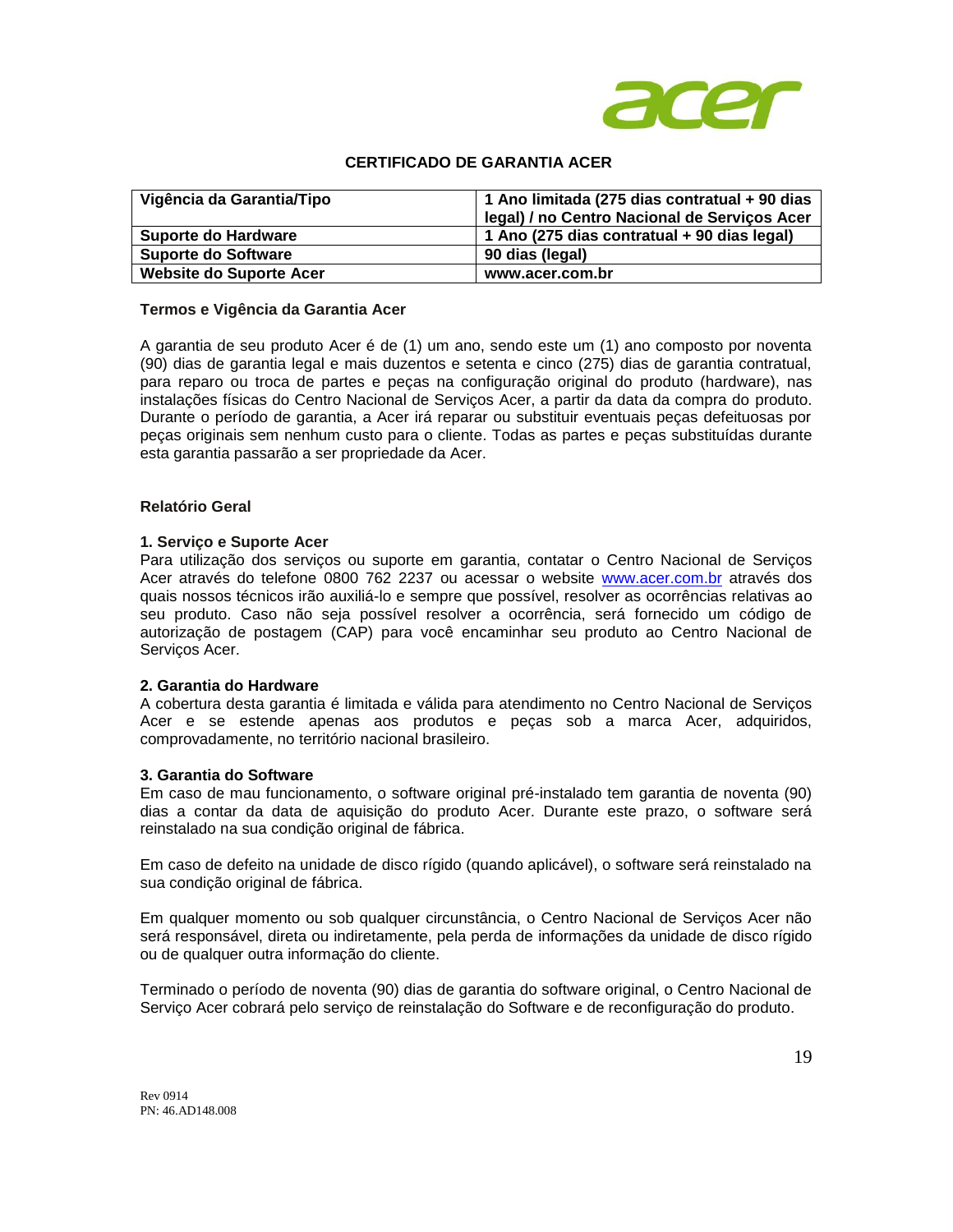# CERTIFICADO DE GARANTIA ACER

| | |
|---|---|
| **Vigência da Garantia/Tipo** | **1 Ano limitada (275 dias contratual + 90 dias legal) / no Centro Nacional de Serviços Acer** |
| **Suporte do Hardware** | **1 Ano (275 dias contratual + 90 dias legal)** |
| **Suporte do Software** | **90 dias (legal)** |
| **Website do Suporte Acer** | **www.acer.com.br** |

## Termos e Vigência da Garantia Acer

A garantia de seu produto Acer é de (1) um ano, sendo este um (1) ano composto por noventa (90) dias de garantia legal e mais duzentos e setenta e cinco (275) dias de garantia contratual, para reparo ou troca de partes e peças na configuração original do produto (hardware), nas instalações físicas do Centro Nacional de Serviços Acer, a partir da data da compra do produto. Durante o período de garantia, a Acer irá reparar ou substituir eventuais peças defeituosas por peças originais sem nenhum custo para o cliente. Todas as partes e peças substituídas durante esta garantia passarão a ser propriedade da Acer.

## Relatório Geral

### 1. Serviço e Suporte Acer

Para utilização dos serviços ou suporte em garantia, contatar o Centro Nacional de Serviços Acer através do telefone 0800 762 2237 ou acessar o website www.acer.com.br através dos quais nossos técnicos irão auxiliá-lo e sempre que possível, resolver as ocorrências relativas ao seu produto. Caso não seja possível resolver a ocorrência, será fornecido um código de autorização de postagem (CAP) para você encaminhar seu produto ao Centro Nacional de Serviços Acer.

### 2. Garantia do Hardware

A cobertura desta garantia é limitada e válida para atendimento no Centro Nacional de Serviços Acer e se estende apenas aos produtos e peças sob a marca Acer, adquiridos, comprovadamente, no território nacional brasileiro.

### 3. Garantia do Software

Em caso de mau funcionamento, o software original pré-instalado tem garantia de noventa (90) dias a contar da data de aquisição do produto Acer. Durante este prazo, o software será reinstalado na sua condição original de fábrica.

Em caso de defeito na unidade de disco rígido (quando aplicável), o software será reinstalado na sua condição original de fábrica.

Em qualquer momento ou sob qualquer circunstância, o Centro Nacional de Serviços Acer não será responsável, direta ou indiretamente, pela perda de informações da unidade de disco rígido ou de qualquer outra informação do cliente.

Terminado o período de noventa (90) dias de garantia do software original, o Centro Nacional de Serviço Acer cobrará pelo serviço de reinstalação do Software e de reconfiguração do produto.

Rev 0914
PN: 46.AD148.008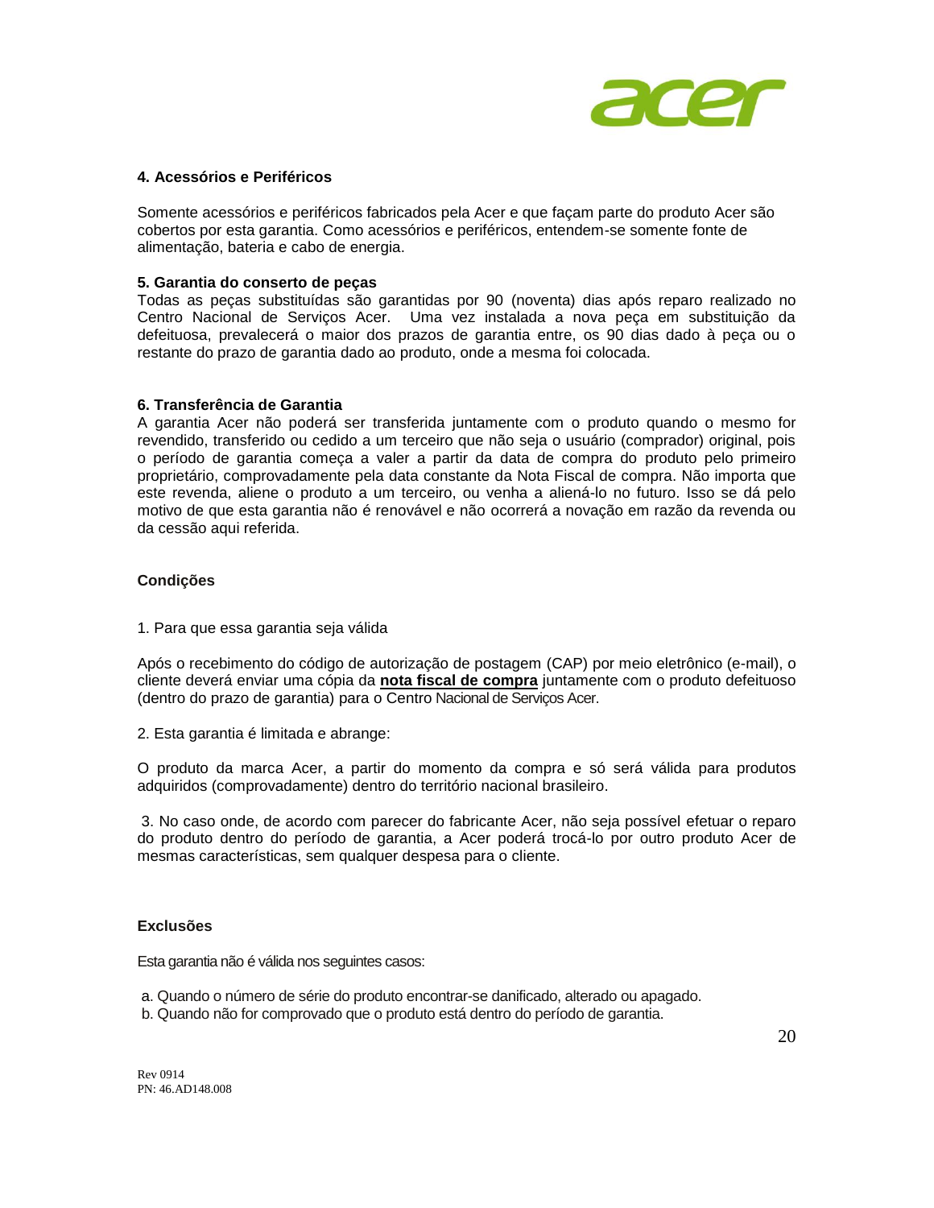#### 4. Acessórios e Periféricos

Somente acessórios e periféricos fabricados pela Acer e que façam parte do produto Acer são cobertos por esta garantia. Como acessórios e periféricos, entendem-se somente fonte de alimentação, bateria e cabo de energia.

#### 5. Garantia do conserto de peças

Todas as peças substituídas são garantidas por 90 (noventa) dias após reparo realizado no Centro Nacional de Serviços Acer. Uma vez instalada a nova peça em substituição da defeituosa, prevalecerá o maior dos prazos de garantia entre, os 90 dias dado à peça ou o restante do prazo de garantia dado ao produto, onde a mesma foi colocada.

#### 6. Transferência de Garantia

A garantia Acer não poderá ser transferida juntamente com o produto quando o mesmo for revendido, transferido ou cedido a um terceiro que não seja o usuário (comprador) original, pois o período de garantia começa a valer a partir da data de compra do produto pelo primeiro proprietário, comprovadamente pela data constante da Nota Fiscal de compra. Não importa que este revenda, aliene o produto a um terceiro, ou venha a aliená-lo no futuro. Isso se dá pelo motivo de que esta garantia não é renovável e não ocorrerá a novação em razão da revenda ou da cessão aqui referida.

### Condições

1. Para que essa garantia seja válida

Após o recebimento do código de autorização de postagem (CAP) por meio eletrônico (e-mail), o cliente deverá enviar uma cópia da **nota fiscal de compra** juntamente com o produto defeituoso (dentro do prazo de garantia) para o Centro Nacional de Serviços Acer.

2. Esta garantia é limitada e abrange:

O produto da marca Acer, a partir do momento da compra e só será válida para produtos adquiridos (comprovadamente) dentro do território nacional brasileiro.

3. No caso onde, de acordo com parecer do fabricante Acer, não seja possível efetuar o reparo do produto dentro do período de garantia, a Acer poderá trocá-lo por outro produto Acer de mesmas características, sem qualquer despesa para o cliente.

### Exclusões

Esta garantia não é válida nos seguintes casos:

a. Quando o número de série do produto encontrar-se danificado, alterado ou apagado.
b. Quando não for comprovado que o produto está dentro do período de garantia.

Rev 0914
PN: 46.AD148.008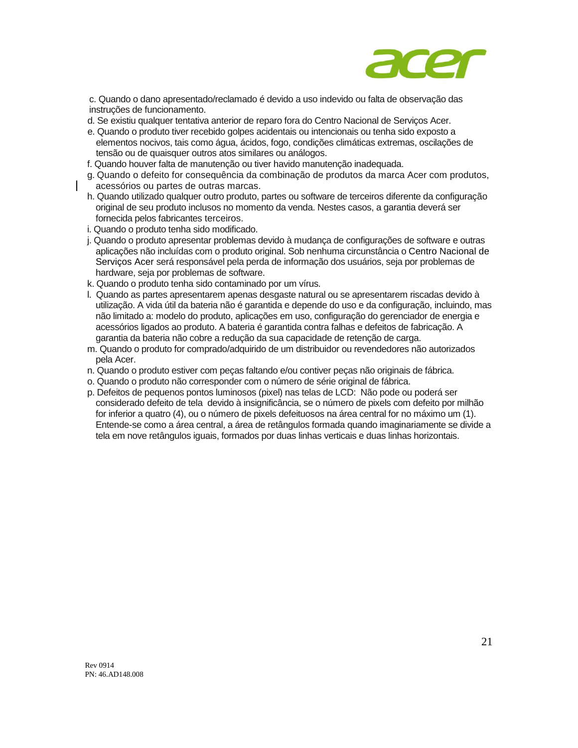c. Quando o dano apresentado/reclamado é devido a uso indevido ou falta de observação das instruções de funcionamento.

d. Se existiu qualquer tentativa anterior de reparo fora do Centro Nacional de Serviços Acer.

e. Quando o produto tiver recebido golpes acidentais ou intencionais ou tenha sido exposto a elementos nocivos, tais como água, ácidos, fogo, condições climáticas extremas, oscilações de tensão ou de quaisquer outros atos similares ou análogos.

f. Quando houver falta de manutenção ou tiver havido manutenção inadequada.

g. Quando o defeito for consequência da combinação de produtos da marca Acer com produtos, acessórios ou partes de outras marcas.

h. Quando utilizado qualquer outro produto, partes ou software de terceiros diferente da configuração original de seu produto inclusos no momento da venda. Nestes casos, a garantia deverá ser fornecida pelos fabricantes terceiros.

i. Quando o produto tenha sido modificado.

j. Quando o produto apresentar problemas devido à mudança de configurações de software e outras aplicações não incluídas com o produto original. Sob nenhuma circunstância o Centro Nacional de Serviços Acer será responsável pela perda de informação dos usuários, seja por problemas de hardware, seja por problemas de software.

k. Quando o produto tenha sido contaminado por um vírus.

l. Quando as partes apresentarem apenas desgaste natural ou se apresentarem riscadas devido à utilização. A vida útil da bateria não é garantida e depende do uso e da configuração, incluindo, mas não limitado a: modelo do produto, aplicações em uso, configuração do gerenciador de energia e acessórios ligados ao produto. A bateria é garantida contra falhas e defeitos de fabricação. A garantia da bateria não cobre a redução da sua capacidade de retenção de carga.

m. Quando o produto for comprado/adquirido de um distribuidor ou revendedores não autorizados pela Acer.

n. Quando o produto estiver com peças faltando e/ou contiver peças não originais de fábrica.

o. Quando o produto não corresponder com o número de série original de fábrica.

p. Defeitos de pequenos pontos luminosos (pixel) nas telas de LCD: Não pode ou poderá ser considerado defeito de tela devido à insignificância, se o número de pixels com defeito por milhão for inferior a quatro (4), ou o número de pixels defeituosos na área central for no máximo um (1). Entende-se como a área central, a área de retângulos formada quando imaginariamente se divide a tela em nove retângulos iguais, formados por duas linhas verticais e duas linhas horizontais.

Rev 0914
PN: 46.AD148.008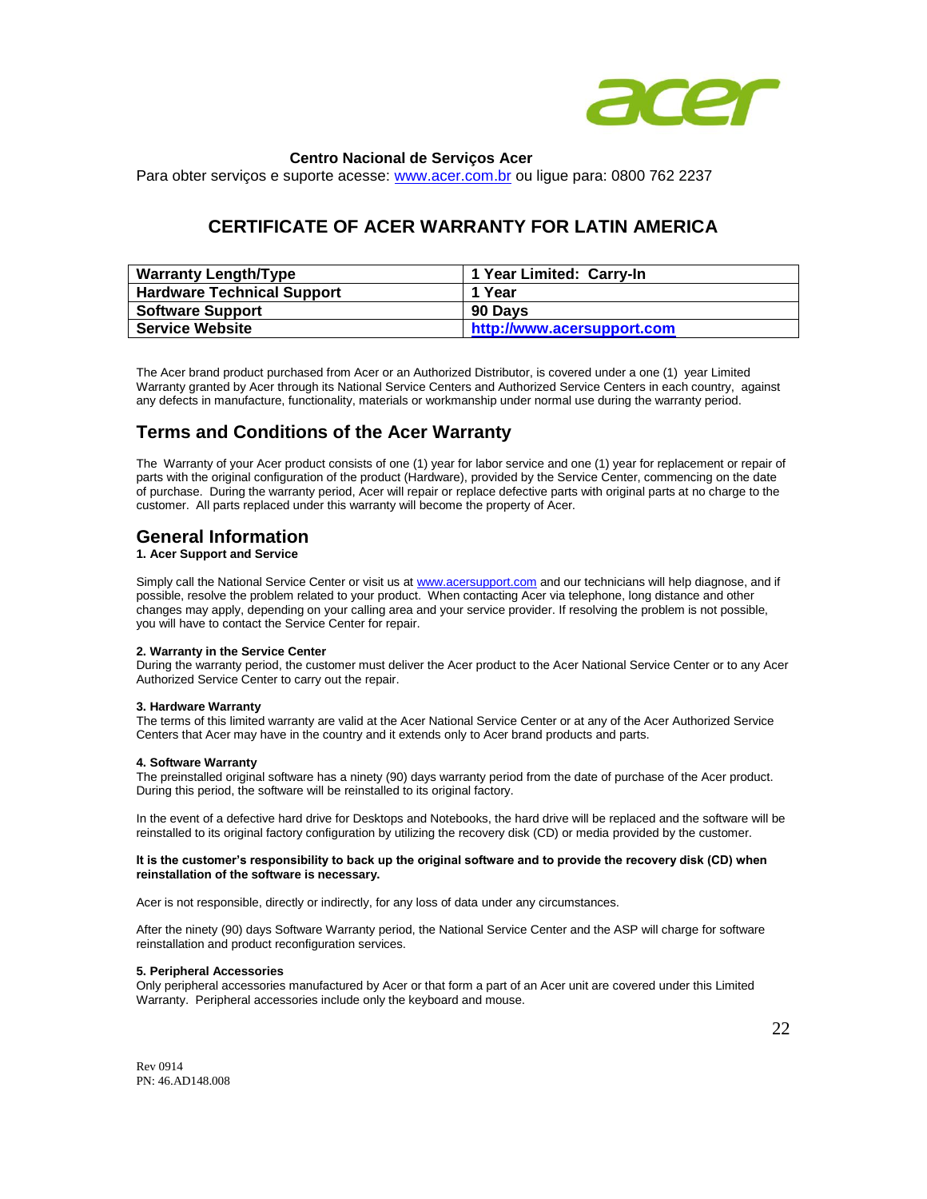**Centro Nacional de Serviços Acer**

Para obter serviços e suporte acesse: www.acer.com.br ou ligue para: 0800 762 2237

## CERTIFICATE OF ACER WARRANTY FOR LATIN AMERICA

| Warranty Length/Type | 1 Year Limited: Carry-In |
|---|---|
| Hardware Technical Support | 1 Year |
| Software Support | 90 Days |
| Service Website | http://www.acersupport.com |

The Acer brand product purchased from Acer or an Authorized Distributor, is covered under a one (1) year Limited Warranty granted by Acer through its National Service Centers and Authorized Service Centers in each country, against any defects in manufacture, functionality, materials or workmanship under normal use during the warranty period.

## Terms and Conditions of the Acer Warranty

The Warranty of your Acer product consists of one (1) year for labor service and one (1) year for replacement or repair of parts with the original configuration of the product (Hardware), provided by the Service Center, commencing on the date of purchase. During the warranty period, Acer will repair or replace defective parts with original parts at no charge to the customer. All parts replaced under this warranty will become the property of Acer.

## General Information

**1. Acer Support and Service**

Simply call the National Service Center or visit us at www.acersupport.com and our technicians will help diagnose, and if possible, resolve the problem related to your product. When contacting Acer via telephone, long distance and other changes may apply, depending on your calling area and your service provider. If resolving the problem is not possible, you will have to contact the Service Center for repair.

**2. Warranty in the Service Center**

During the warranty period, the customer must deliver the Acer product to the Acer National Service Center or to any Acer Authorized Service Center to carry out the repair.

**3. Hardware Warranty**

The terms of this limited warranty are valid at the Acer National Service Center or at any of the Acer Authorized Service Centers that Acer may have in the country and it extends only to Acer brand products and parts.

**4. Software Warranty**

The preinstalled original software has a ninety (90) days warranty period from the date of purchase of the Acer product. During this period, the software will be reinstalled to its original factory.

In the event of a defective hard drive for Desktops and Notebooks, the hard drive will be replaced and the software will be reinstalled to its original factory configuration by utilizing the recovery disk (CD) or media provided by the customer.

**It is the customer's responsibility to back up the original software and to provide the recovery disk (CD) when reinstallation of the software is necessary.**

Acer is not responsible, directly or indirectly, for any loss of data under any circumstances.

After the ninety (90) days Software Warranty period, the National Service Center and the ASP will charge for software reinstallation and product reconfiguration services.

**5. Peripheral Accessories**

Only peripheral accessories manufactured by Acer or that form a part of an Acer unit are covered under this Limited Warranty. Peripheral accessories include only the keyboard and mouse.

Rev 0914
PN: 46.AD148.008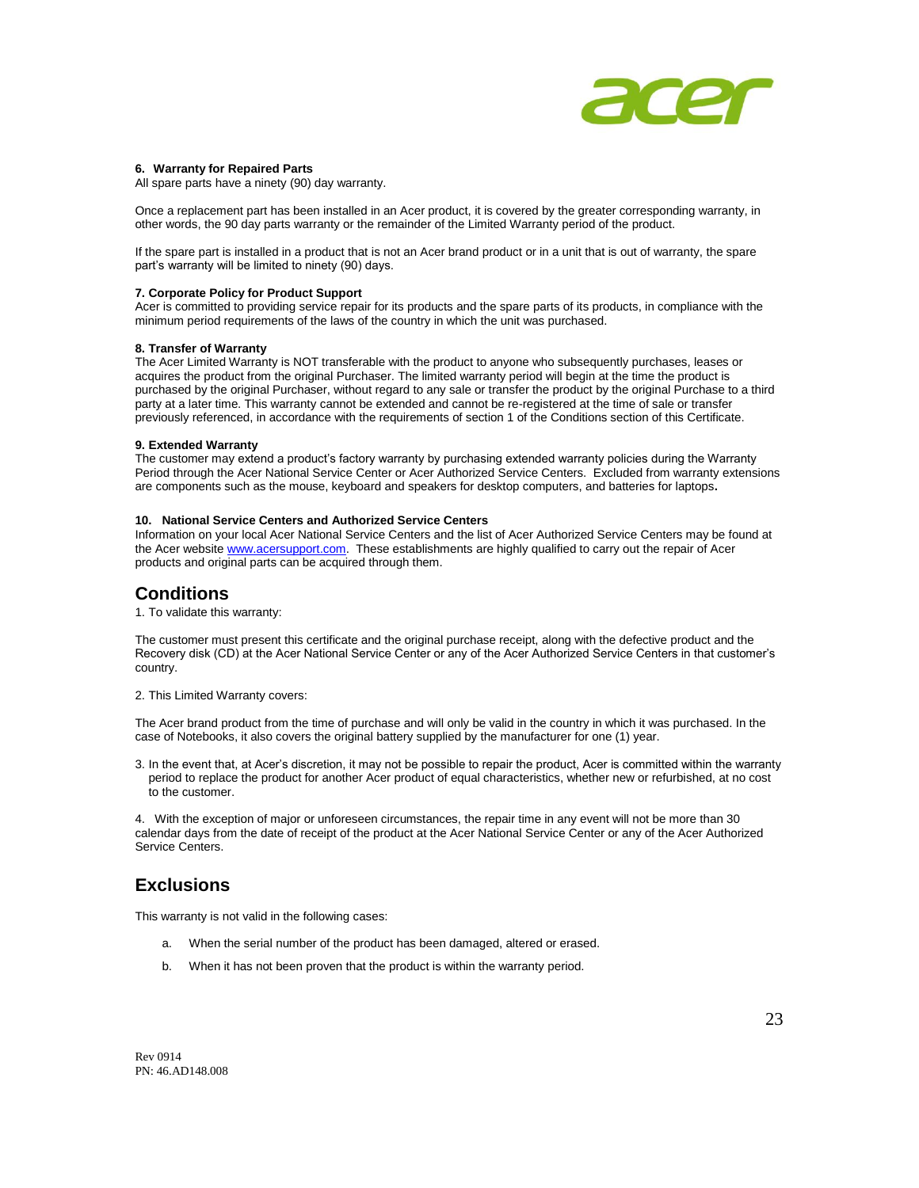**6. Warranty for Repaired Parts**

All spare parts have a ninety (90) day warranty.

Once a replacement part has been installed in an Acer product, it is covered by the greater corresponding warranty, in other words, the 90 day parts warranty or the remainder of the Limited Warranty period of the product.

If the spare part is installed in a product that is not an Acer brand product or in a unit that is out of warranty, the spare part's warranty will be limited to ninety (90) days.

**7. Corporate Policy for Product Support**

Acer is committed to providing service repair for its products and the spare parts of its products, in compliance with the minimum period requirements of the laws of the country in which the unit was purchased.

**8. Transfer of Warranty**

The Acer Limited Warranty is NOT transferable with the product to anyone who subsequently purchases, leases or acquires the product from the original Purchaser. The limited warranty period will begin at the time the product is purchased by the original Purchaser, without regard to any sale or transfer the product by the original Purchase to a third party at a later time. This warranty cannot be extended and cannot be re-registered at the time of sale or transfer previously referenced, in accordance with the requirements of section 1 of the Conditions section of this Certificate.

**9. Extended Warranty**

The customer may extend a product's factory warranty by purchasing extended warranty policies during the Warranty Period through the Acer National Service Center or Acer Authorized Service Centers. Excluded from warranty extensions are components such as the mouse, keyboard and speakers for desktop computers, and batteries for laptops**.**

**10. National Service Centers and Authorized Service Centers**

Information on your local Acer National Service Centers and the list of Acer Authorized Service Centers may be found at the Acer website www.acersupport.com. These establishments are highly qualified to carry out the repair of Acer products and original parts can be acquired through them.

## Conditions

1. To validate this warranty:

The customer must present this certificate and the original purchase receipt, along with the defective product and the Recovery disk (CD) at the Acer National Service Center or any of the Acer Authorized Service Centers in that customer's country.

2. This Limited Warranty covers:

The Acer brand product from the time of purchase and will only be valid in the country in which it was purchased. In the case of Notebooks, it also covers the original battery supplied by the manufacturer for one (1) year.

3. In the event that, at Acer's discretion, it may not be possible to repair the product, Acer is committed within the warranty period to replace the product for another Acer product of equal characteristics, whether new or refurbished, at no cost to the customer.

4. With the exception of major or unforeseen circumstances, the repair time in any event will not be more than 30 calendar days from the date of receipt of the product at the Acer National Service Center or any of the Acer Authorized Service Centers.

## Exclusions

This warranty is not valid in the following cases:

a. When the serial number of the product has been damaged, altered or erased.

b. When it has not been proven that the product is within the warranty period.

Rev 0914
PN: 46.AD148.008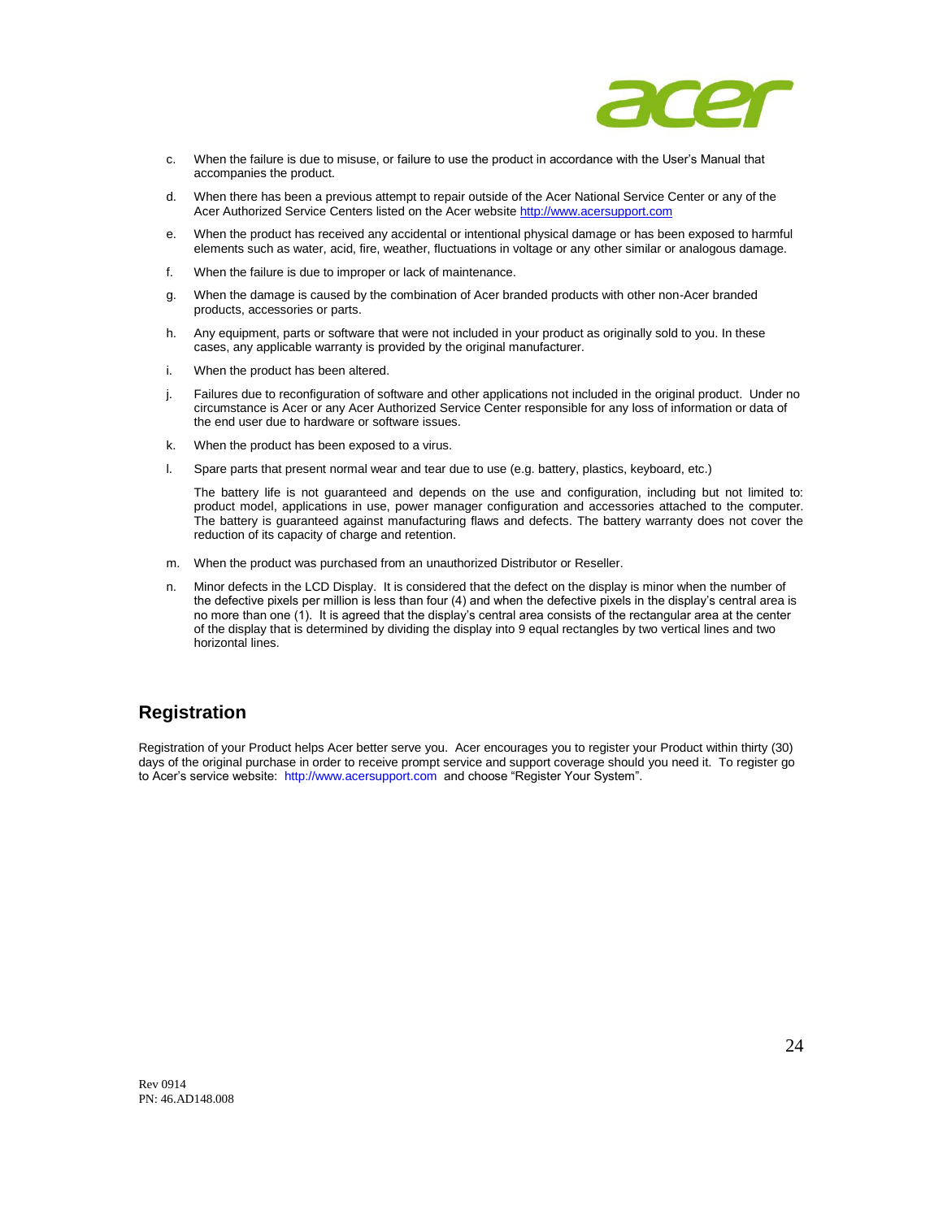c. When the failure is due to misuse, or failure to use the product in accordance with the User's Manual that accompanies the product.

d. When there has been a previous attempt to repair outside of the Acer National Service Center or any of the Acer Authorized Service Centers listed on the Acer website http://www.acersupport.com

e. When the product has received any accidental or intentional physical damage or has been exposed to harmful elements such as water, acid, fire, weather, fluctuations in voltage or any other similar or analogous damage.

f. When the failure is due to improper or lack of maintenance.

g. When the damage is caused by the combination of Acer branded products with other non-Acer branded products, accessories or parts.

h. Any equipment, parts or software that were not included in your product as originally sold to you. In these cases, any applicable warranty is provided by the original manufacturer.

i. When the product has been altered.

j. Failures due to reconfiguration of software and other applications not included in the original product. Under no circumstance is Acer or any Acer Authorized Service Center responsible for any loss of information or data of the end user due to hardware or software issues.

k. When the product has been exposed to a virus.

l. Spare parts that present normal wear and tear due to use (e.g. battery, plastics, keyboard, etc.)

   The battery life is not guaranteed and depends on the use and configuration, including but not limited to: product model, applications in use, power manager configuration and accessories attached to the computer. The battery is guaranteed against manufacturing flaws and defects. The battery warranty does not cover the reduction of its capacity of charge and retention.

m. When the product was purchased from an unauthorized Distributor or Reseller.

n. Minor defects in the LCD Display. It is considered that the defect on the display is minor when the number of the defective pixels per million is less than four (4) and when the defective pixels in the display's central area is no more than one (1). It is agreed that the display's central area consists of the rectangular area at the center of the display that is determined by dividing the display into 9 equal rectangles by two vertical lines and two horizontal lines.

## Registration

Registration of your Product helps Acer better serve you. Acer encourages you to register your Product within thirty (30) days of the original purchase in order to receive prompt service and support coverage should you need it. To register go to Acer's service website: http://www.acersupport.com and choose "Register Your System".

Rev 0914
PN: 46.AD148.008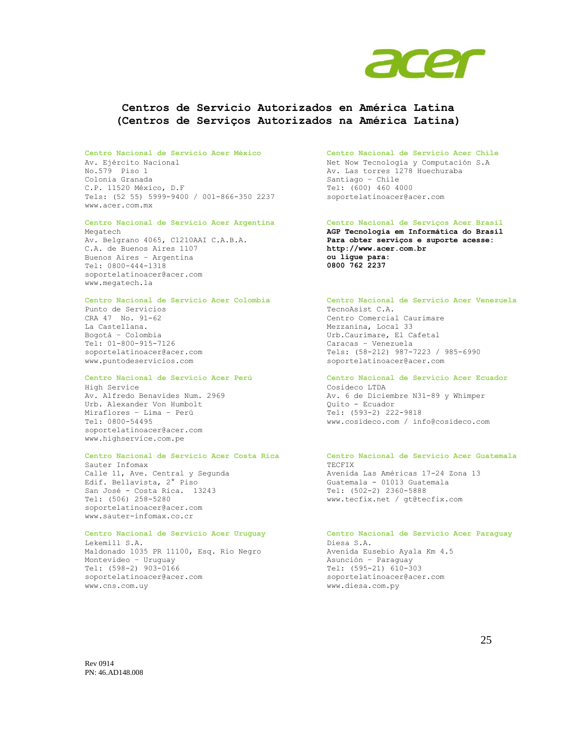# Centros de Servicio Autorizados en América Latina
# (Centros de Serviços Autorizados na América Latina)

### Centro Nacional de Servicio Acer México
Av. Ejército Nacional  
No.579 Piso 1  
Colonia Granada  
C.P. 11520 México, D.F  
Tels: (52 55) 5999-9400 / 001-866-350 2237  
www.acer.com.mx

### Centro Nacional de Servicio Acer Argentina
Megatech  
Av. Belgrano 4065, C1210AAI C.A.B.A.  
C.A. de Buenos Aires 1107  
Buenos Aires – Argentina  
Tel: 0800-444-1318  
soportelatinoacer@acer.com  
www.megatech.la

### Centro Nacional de Servicio Acer Colombia
Punto de Servicios  
CRA 47 No. 91-62  
La Castellana.  
Bogotá – Colombia  
Tel: 01-800-915-7126  
soportelatinoacer@acer.com  
www.puntodeservicios.com

### Centro Nacional de Servicio Acer Perú
High Service  
Av. Alfredo Benavides Num. 2969  
Urb. Alexander Von Humbolt  
Miraflores – Lima – Perú  
Tel: 0800-54495  
soportelatinoacer@acer.com  
www.highservice.com.pe

### Centro Nacional de Servicio Acer Costa Rica
Sauter Infomax  
Calle 11, Ave. Central y Segunda  
Edif. Bellavista, 2° Piso  
San José - Costa Rica. 13243  
Tel: (506) 258-5280  
soportelatinoacer@acer.com  
www.sauter-infomax.co.cr

### Centro Nacional de Servicio Acer Uruguay
Lekemill S.A.  
Maldonado 1035 PR 11100, Esq. Rio Negro  
Montevideo – Uruguay  
Tel: (598-2) 903-0166  
soportelatinoacer@acer.com  
www.cns.com.uy

### Centro Nacional de Servicio Acer Chile
Net Now Tecnología y Computación S.A  
Av. Las torres 1278 Huechuraba  
Santiago – Chile  
Tel: (600) 460 4000  
soportelatinoacer@acer.com

### Centro Nacional de Serviços Acer Brasil
**AGP Tecnologia em Informática do Brasil**  
**Para obter serviços e suporte acesse:**  
**http://www.acer.com.br**  
**ou ligue para:**  
**0800 762 2237**

### Centro Nacional de Servicio Acer Venezuela
TecnoAsist C.A.  
Centro Comercial Caurimare  
Mezzanina, Local 33  
Urb.Caurimare, El Cafetal  
Caracas – Venezuela  
Tels: (58-212) 987-7223 / 985-6990  
soportelatinoacer@acer.com

### Centro Nacional de Servicio Acer Ecuador
Cosideco LTDA  
Av. 6 de Diciembre N31-89 y Whimper  
Quito - Ecuador  
Tel: (593-2) 222-9818  
www.cosideco.com / info@cosideco.com

### Centro Nacional de Servicio Acer Guatemala
TECFIX  
Avenida Las Américas 17-24 Zona 13  
Guatemala - 01013 Guatemala  
Tel: (502-2) 2360-5888  
www.tecfix.net / gt@tecfix.com

### Centro Nacional de Servicio Acer Paraguay
Diesa S.A.  
Avenida Eusebio Ayala Km 4.5  
Asunción – Paraguay  
Tel: (595-21) 610-303  
soportelatinoacer@acer.com  
www.diesa.com.py

Rev 0914  
PN: 46.AD148.008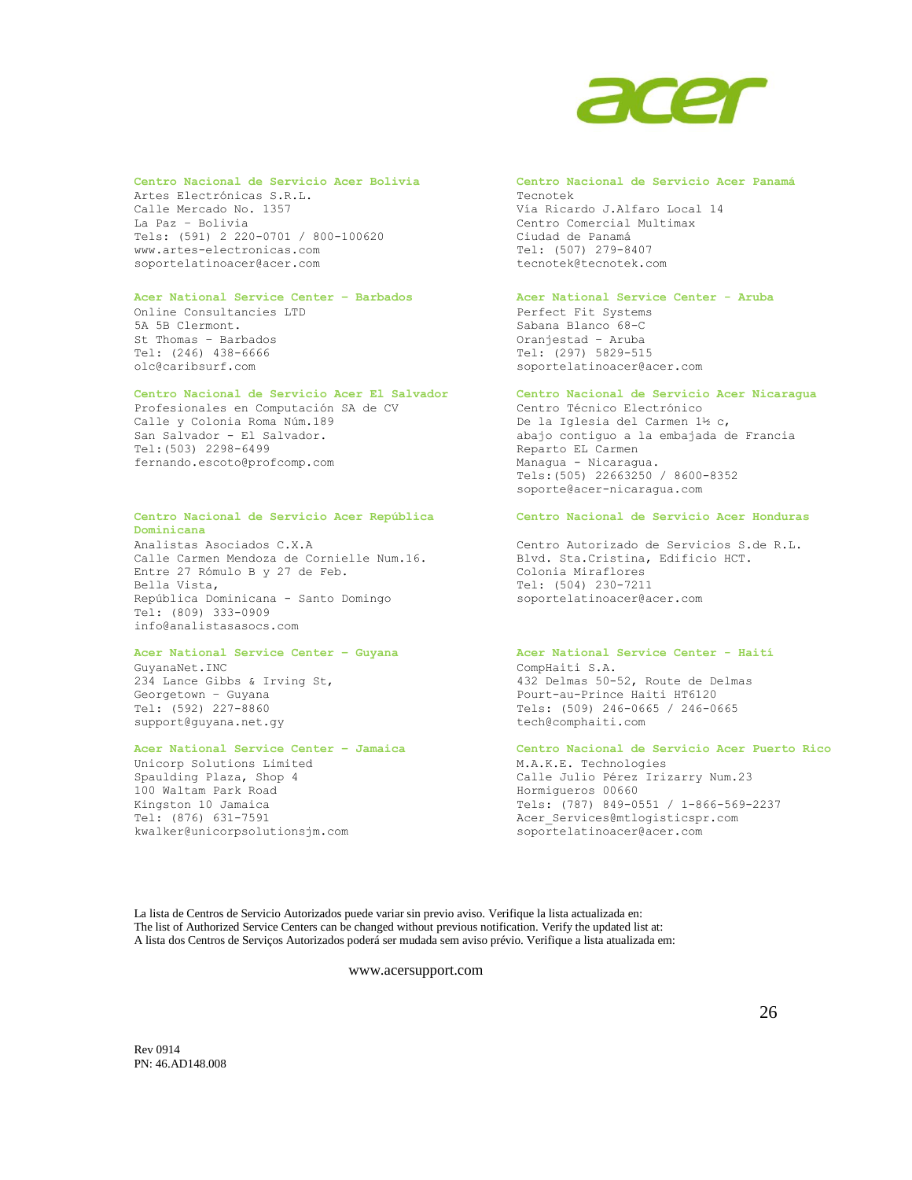**Centro Nacional de Servicio Acer Bolivia**
Artes Electrónicas S.R.L.
Calle Mercado No. 1357
La Paz - Bolivia
Tels: (591) 2 220-0701 / 800-100620
www.artes-electronicas.com
soportelatinoacer@acer.com

**Acer National Service Center – Barbados**
Online Consultancies LTD
5A 5B Clermont.
St Thomas – Barbados
Tel: (246) 438-6666
olc@caribsurf.com

**Centro Nacional de Servicio Acer El Salvador**
Profesionales en Computación SA de CV
Calle y Colonia Roma Núm.189
San Salvador - El Salvador.
Tel:(503) 2298-6499
fernando.escoto@profcomp.com

**Centro Nacional de Servicio Acer República Dominicana**
Analistas Asociados C.X.A
Calle Carmen Mendoza de Cornielle Num.16.
Entre 27 Rómulo B y 27 de Feb.
Bella Vista,
República Dominicana - Santo Domingo
Tel: (809) 333-0909
info@analistasasocs.com

**Acer National Service Center – Guyana**
GuyanaNet.INC
234 Lance Gibbs & Irving St,
Georgetown – Guyana
Tel: (592) 227-8860
support@guyana.net.gy

**Acer National Service Center – Jamaica**
Unicorp Solutions Limited
Spaulding Plaza, Shop 4
100 Waltam Park Road
Kingston 10 Jamaica
Tel: (876) 631-7591
kwalker@unicorpsolutionsjm.com

**Centro Nacional de Servicio Acer Panamá**
Tecnotek
Vía Ricardo J.Alfaro Local 14
Centro Comercial Multimax
Ciudad de Panamá
Tel: (507) 279-8407
tecnotek@tecnotek.com

**Acer National Service Center - Aruba**
Perfect Fit Systems
Sabana Blanco 68-C
Oranjestad – Aruba
Tel: (297) 5829-515
soportelatinoacer@acer.com

**Centro Nacional de Servicio Acer Nicaragua**
Centro Técnico Electrónico
De la Iglesia del Carmen 1½ c,
abajo contiguo a la embajada de Francia
Reparto EL Carmen
Managua - Nicaragua.
Tels:(505) 22663250 / 8600-8352
soporte@acer-nicaragua.com

**Centro Nacional de Servicio Acer Honduras**
Centro Autorizado de Servicios S.de R.L.
Blvd. Sta.Cristina, Edificio HCT.
Colonia Miraflores
Tel: (504) 230-7211
soportelatinoacer@acer.com

**Acer National Service Center - Haití**
CompHaiti S.A.
432 Delmas 50-52, Route de Delmas
Pourt-au-Prince Haiti HT6120
Tels: (509) 246-0665 / 246-0665
tech@comphaiti.com

**Centro Nacional de Servicio Acer Puerto Rico**
M.A.K.E. Technologies
Calle Julio Pérez Irizarry Num.23
Hormigueros 00660
Tels: (787) 849-0551 / 1-866-569-2237
Acer_Services@mtlogisticspr.com
soportelatinoacer@acer.com

La lista de Centros de Servicio Autorizados puede variar sin previo aviso. Verifique la lista actualizada en:
The list of Authorized Service Centers can be changed without previous notification. Verify the updated list at:
A lista dos Centros de Serviços Autorizados poderá ser mudada sem aviso prévio. Verifique a lista atualizada em:

www.acersupport.com

Rev 0914
PN: 46.AD148.008